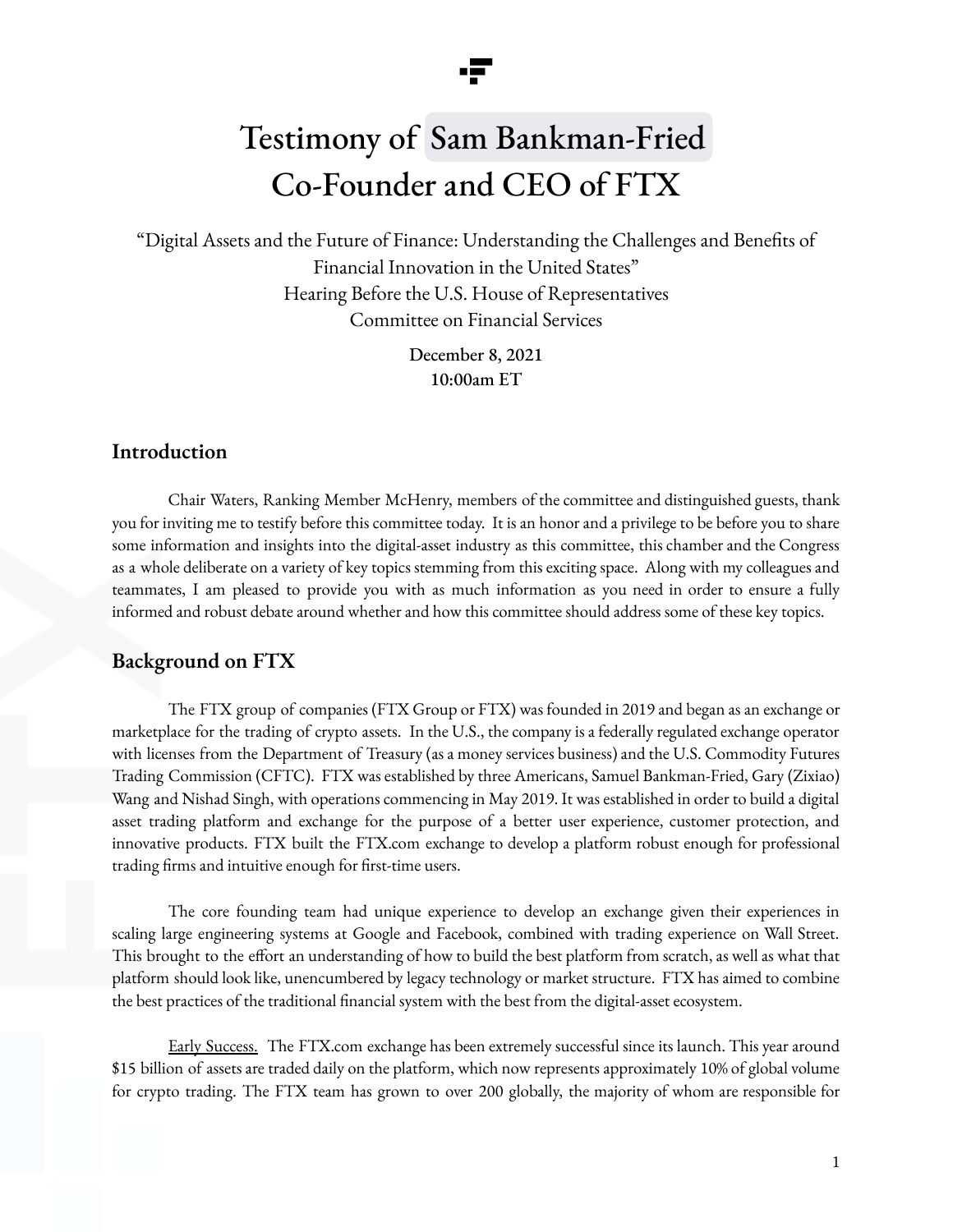# Testimony of Sam Bankman-Fried
# Co-Founder and CEO of FTX

"Digital Assets and the Future of Finance: Understanding the Challenges and Benefits of Financial Innovation in the United States"
Hearing Before the U.S. House of Representatives
Committee on Financial Services

December 8, 2021
10:00am ET

## Introduction

Chair Waters, Ranking Member McHenry, members of the committee and distinguished guests, thank you for inviting me to testify before this committee today. It is an honor and a privilege to be before you to share some information and insights into the digital-asset industry as this committee, this chamber and the Congress as a whole deliberate on a variety of key topics stemming from this exciting space. Along with my colleagues and teammates, I am pleased to provide you with as much information as you need in order to ensure a fully informed and robust debate around whether and how this committee should address some of these key topics.

## Background on FTX

The FTX group of companies (FTX Group or FTX) was founded in 2019 and began as an exchange or marketplace for the trading of crypto assets. In the U.S., the company is a federally regulated exchange operator with licenses from the Department of Treasury (as a money services business) and the U.S. Commodity Futures Trading Commission (CFTC). FTX was established by three Americans, Samuel Bankman-Fried, Gary (Zixiao) Wang and Nishad Singh, with operations commencing in May 2019. It was established in order to build a digital asset trading platform and exchange for the purpose of a better user experience, customer protection, and innovative products. FTX built the FTX.com exchange to develop a platform robust enough for professional trading firms and intuitive enough for first-time users.

The core founding team had unique experience to develop an exchange given their experiences in scaling large engineering systems at Google and Facebook, combined with trading experience on Wall Street. This brought to the effort an understanding of how to build the best platform from scratch, as well as what that platform should look like, unencumbered by legacy technology or market structure. FTX has aimed to combine the best practices of the traditional financial system with the best from the digital-asset ecosystem.

Early Success. The FTX.com exchange has been extremely successful since its launch. This year around $15 billion of assets are traded daily on the platform, which now represents approximately 10% of global volume for crypto trading. The FTX team has grown to over 200 globally, the majority of whom are responsible for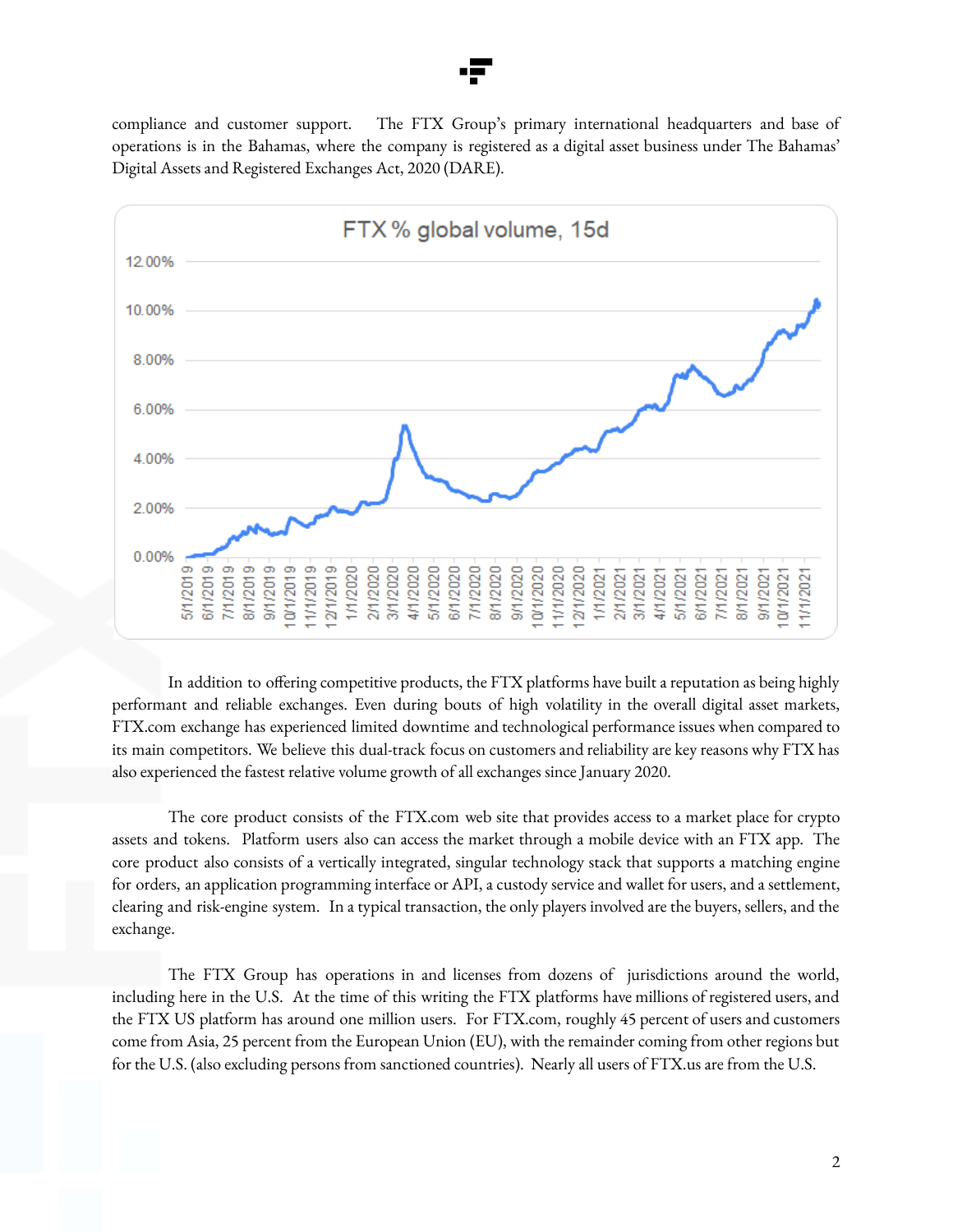compliance and customer support. The FTX Group's primary international headquarters and base of operations is in the Bahamas, where the company is registered as a digital asset business under The Bahamas' Digital Assets and Registered Exchanges Act, 2020 (DARE).

FTX % global volume, 15d

In addition to offering competitive products, the FTX platforms have built a reputation as being highly performant and reliable exchanges. Even during bouts of high volatility in the overall digital asset markets, FTX.com exchange has experienced limited downtime and technological performance issues when compared to its main competitors. We believe this dual-track focus on customers and reliability are key reasons why FTX has also experienced the fastest relative volume growth of all exchanges since January 2020.

The core product consists of the FTX.com web site that provides access to a market place for crypto assets and tokens. Platform users also can access the market through a mobile device with an FTX app. The core product also consists of a vertically integrated, singular technology stack that supports a matching engine for orders, an application programming interface or API, a custody service and wallet for users, and a settlement, clearing and risk-engine system. In a typical transaction, the only players involved are the buyers, sellers, and the exchange.

The FTX Group has operations in and licenses from dozens of jurisdictions around the world, including here in the U.S. At the time of this writing the FTX platforms have millions of registered users, and the FTX US platform has around one million users. For FTX.com, roughly 45 percent of users and customers come from Asia, 25 percent from the European Union (EU), with the remainder coming from other regions but for the U.S. (also excluding persons from sanctioned countries). Nearly all users of FTX.us are from the U.S.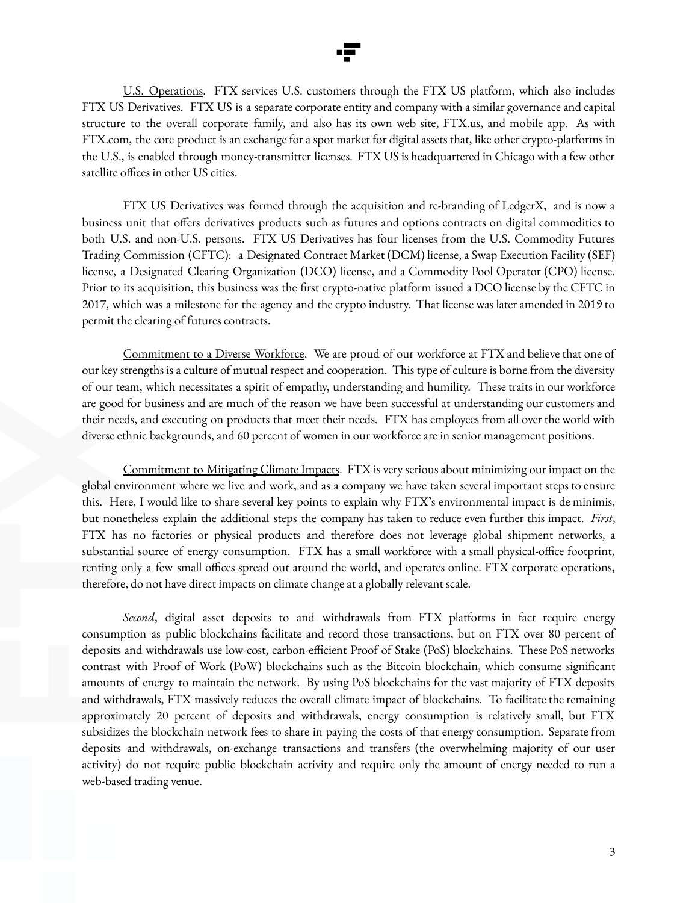U.S. Operations. FTX services U.S. customers through the FTX US platform, which also includes FTX US Derivatives. FTX US is a separate corporate entity and company with a similar governance and capital structure to the overall corporate family, and also has its own web site, FTX.us, and mobile app. As with FTX.com, the core product is an exchange for a spot market for digital assets that, like other crypto-platforms in the U.S., is enabled through money-transmitter licenses. FTX US is headquartered in Chicago with a few other satellite offices in other US cities.

FTX US Derivatives was formed through the acquisition and re-branding of LedgerX, and is now a business unit that offers derivatives products such as futures and options contracts on digital commodities to both U.S. and non-U.S. persons. FTX US Derivatives has four licenses from the U.S. Commodity Futures Trading Commission (CFTC): a Designated Contract Market (DCM) license, a Swap Execution Facility (SEF) license, a Designated Clearing Organization (DCO) license, and a Commodity Pool Operator (CPO) license. Prior to its acquisition, this business was the first crypto-native platform issued a DCO license by the CFTC in 2017, which was a milestone for the agency and the crypto industry. That license was later amended in 2019 to permit the clearing of futures contracts.

Commitment to a Diverse Workforce. We are proud of our workforce at FTX and believe that one of our key strengths is a culture of mutual respect and cooperation. This type of culture is borne from the diversity of our team, which necessitates a spirit of empathy, understanding and humility. These traits in our workforce are good for business and are much of the reason we have been successful at understanding our customers and their needs, and executing on products that meet their needs. FTX has employees from all over the world with diverse ethnic backgrounds, and 60 percent of women in our workforce are in senior management positions.

Commitment to Mitigating Climate Impacts. FTX is very serious about minimizing our impact on the global environment where we live and work, and as a company we have taken several important steps to ensure this. Here, I would like to share several key points to explain why FTX's environmental impact is de minimis, but nonetheless explain the additional steps the company has taken to reduce even further this impact. *First*, FTX has no factories or physical products and therefore does not leverage global shipment networks, a substantial source of energy consumption. FTX has a small workforce with a small physical-office footprint, renting only a few small offices spread out around the world, and operates online. FTX corporate operations, therefore, do not have direct impacts on climate change at a globally relevant scale.

*Second*, digital asset deposits to and withdrawals from FTX platforms in fact require energy consumption as public blockchains facilitate and record those transactions, but on FTX over 80 percent of deposits and withdrawals use low-cost, carbon-efficient Proof of Stake (PoS) blockchains. These PoS networks contrast with Proof of Work (PoW) blockchains such as the Bitcoin blockchain, which consume significant amounts of energy to maintain the network. By using PoS blockchains for the vast majority of FTX deposits and withdrawals, FTX massively reduces the overall climate impact of blockchains. To facilitate the remaining approximately 20 percent of deposits and withdrawals, energy consumption is relatively small, but FTX subsidizes the blockchain network fees to share in paying the costs of that energy consumption. Separate from deposits and withdrawals, on-exchange transactions and transfers (the overwhelming majority of our user activity) do not require public blockchain activity and require only the amount of energy needed to run a web-based trading venue.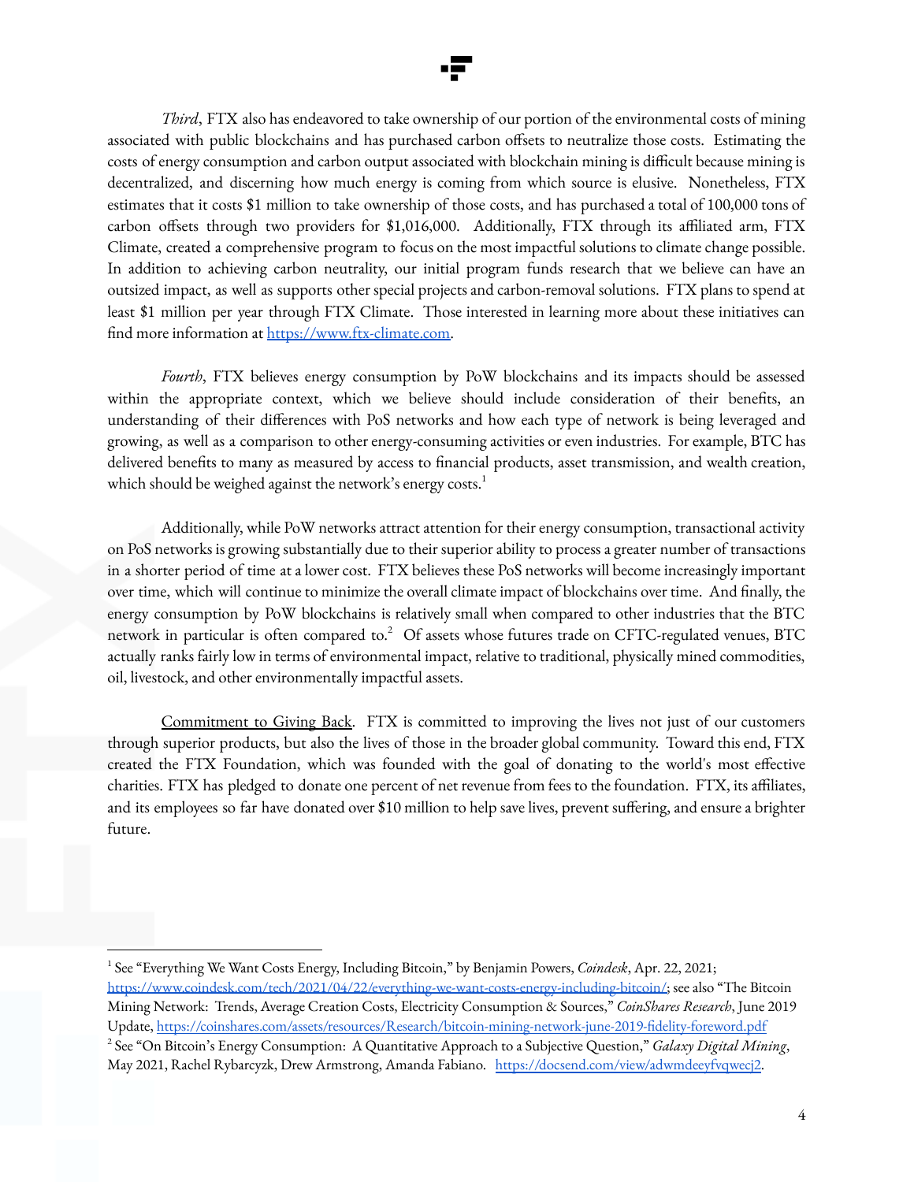*Third*, FTX also has endeavored to take ownership of our portion of the environmental costs of mining associated with public blockchains and has purchased carbon offsets to neutralize those costs. Estimating the costs of energy consumption and carbon output associated with blockchain mining is difficult because mining is decentralized, and discerning how much energy is coming from which source is elusive. Nonetheless, FTX estimates that it costs $1 million to take ownership of those costs, and has purchased a total of 100,000 tons of carbon offsets through two providers for $1,016,000. Additionally, FTX through its affiliated arm, FTX Climate, created a comprehensive program to focus on the most impactful solutions to climate change possible. In addition to achieving carbon neutrality, our initial program funds research that we believe can have an outsized impact, as well as supports other special projects and carbon-removal solutions. FTX plans to spend at least $1 million per year through FTX Climate. Those interested in learning more about these initiatives can find more information at [https://www.ftx-climate.com](https://www.ftx-climate.com).

*Fourth*, FTX believes energy consumption by PoW blockchains and its impacts should be assessed within the appropriate context, which we believe should include consideration of their benefits, an understanding of their differences with PoS networks and how each type of network is being leveraged and growing, as well as a comparison to other energy-consuming activities or even industries. For example, BTC has delivered benefits to many as measured by access to financial products, asset transmission, and wealth creation, which should be weighed against the network's energy costs.[1]

Additionally, while PoW networks attract attention for their energy consumption, transactional activity on PoS networks is growing substantially due to their superior ability to process a greater number of transactions in a shorter period of time at a lower cost. FTX believes these PoS networks will become increasingly important over time, which will continue to minimize the overall climate impact of blockchains over time. And finally, the energy consumption by PoW blockchains is relatively small when compared to other industries that the BTC network in particular is often compared to.[2] Of assets whose futures trade on CFTC-regulated venues, BTC actually ranks fairly low in terms of environmental impact, relative to traditional, physically mined commodities, oil, livestock, and other environmentally impactful assets.

<u>Commitment to Giving Back</u>. FTX is committed to improving the lives not just of our customers through superior products, but also the lives of those in the broader global community. Toward this end, FTX created the FTX Foundation, which was founded with the goal of donating to the world's most effective charities. FTX has pledged to donate one percent of net revenue from fees to the foundation. FTX, its affiliates, and its employees so far have donated over $10 million to help save lives, prevent suffering, and ensure a brighter future.

---

[1] See "Everything We Want Costs Energy, Including Bitcoin," by Benjamin Powers, *Coindesk*, Apr. 22, 2021; [https://www.coindesk.com/tech/2021/04/22/everything-we-want-costs-energy-including-bitcoin/](https://www.coindesk.com/tech/2021/04/22/everything-we-want-costs-energy-including-bitcoin/); see also "The Bitcoin Mining Network: Trends, Average Creation Costs, Electricity Consumption & Sources," *CoinShares Research*, June 2019 Update, [https://coinshares.com/assets/resources/Research/bitcoin-mining-network-june-2019-fidelity-foreword.pdf](https://coinshares.com/assets/resources/Research/bitcoin-mining-network-june-2019-fidelity-foreword.pdf)

[2] See "On Bitcoin's Energy Consumption: A Quantitative Approach to a Subjective Question," *Galaxy Digital Mining*, May 2021, Rachel Rybarcyzk, Drew Armstrong, Amanda Fabiano. [https://docsend.com/view/adwmdeeyfvqwecj2](https://docsend.com/view/adwmdeeyfvqwecj2).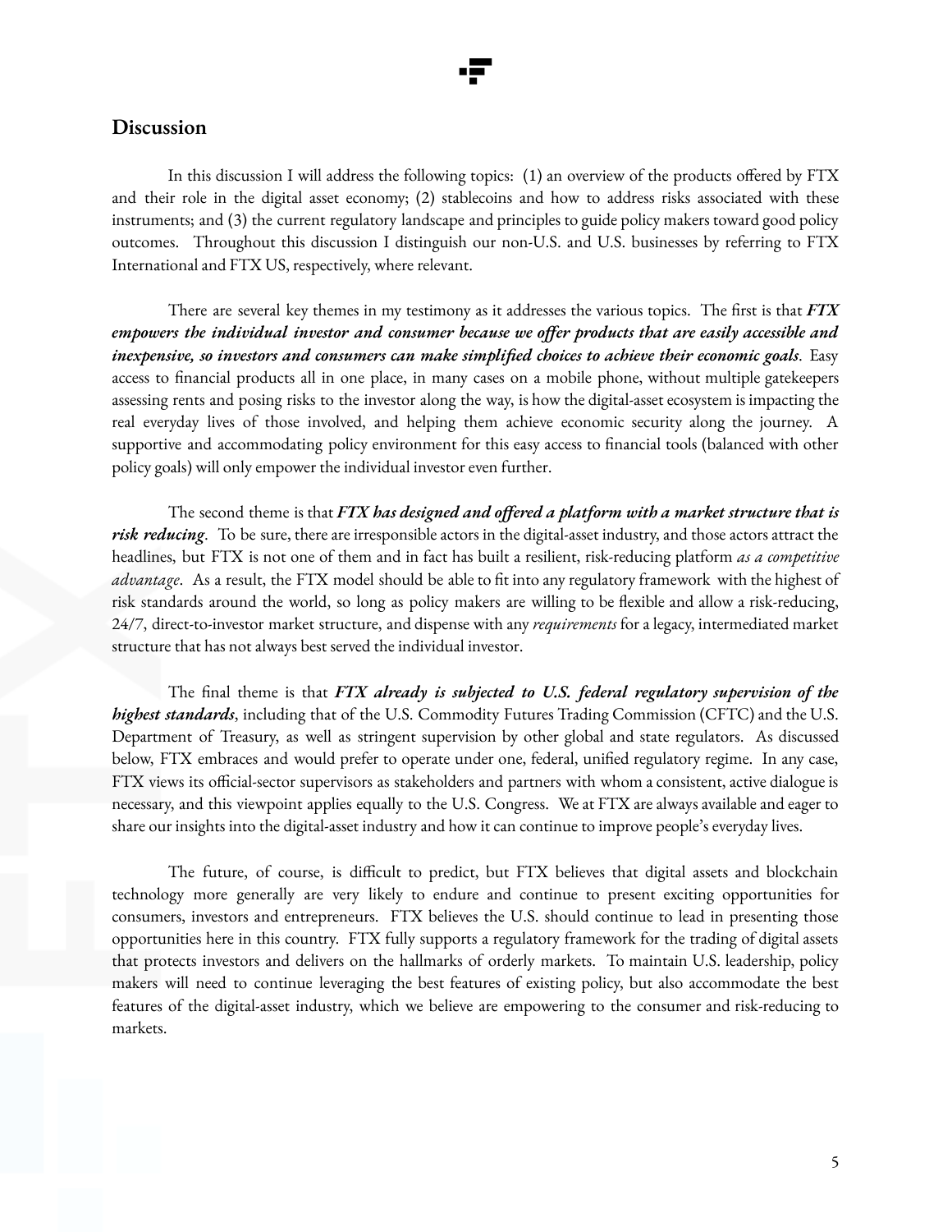## Discussion

In this discussion I will address the following topics: (1) an overview of the products offered by FTX and their role in the digital asset economy; (2) stablecoins and how to address risks associated with these instruments; and (3) the current regulatory landscape and principles to guide policy makers toward good policy outcomes. Throughout this discussion I distinguish our non-U.S. and U.S. businesses by referring to FTX International and FTX US, respectively, where relevant.

There are several key themes in my testimony as it addresses the various topics. The first is that ***FTX empowers the individual investor and consumer because we offer products that are easily accessible and inexpensive, so investors and consumers can make simplified choices to achieve their economic goals***. Easy access to financial products all in one place, in many cases on a mobile phone, without multiple gatekeepers assessing rents and posing risks to the investor along the way, is how the digital-asset ecosystem is impacting the real everyday lives of those involved, and helping them achieve economic security along the journey. A supportive and accommodating policy environment for this easy access to financial tools (balanced with other policy goals) will only empower the individual investor even further.

The second theme is that ***FTX has designed and offered a platform with a market structure that is risk reducing***. To be sure, there are irresponsible actors in the digital-asset industry, and those actors attract the headlines, but FTX is not one of them and in fact has built a resilient, risk-reducing platform *as a competitive advantage*. As a result, the FTX model should be able to fit into any regulatory framework with the highest of risk standards around the world, so long as policy makers are willing to be flexible and allow a risk-reducing, 24/7, direct-to-investor market structure, and dispense with any *requirements* for a legacy, intermediated market structure that has not always best served the individual investor.

The final theme is that ***FTX already is subjected to U.S. federal regulatory supervision of the highest standards***, including that of the U.S. Commodity Futures Trading Commission (CFTC) and the U.S. Department of Treasury, as well as stringent supervision by other global and state regulators. As discussed below, FTX embraces and would prefer to operate under one, federal, unified regulatory regime. In any case, FTX views its official-sector supervisors as stakeholders and partners with whom a consistent, active dialogue is necessary, and this viewpoint applies equally to the U.S. Congress. We at FTX are always available and eager to share our insights into the digital-asset industry and how it can continue to improve people's everyday lives.

The future, of course, is difficult to predict, but FTX believes that digital assets and blockchain technology more generally are very likely to endure and continue to present exciting opportunities for consumers, investors and entrepreneurs. FTX believes the U.S. should continue to lead in presenting those opportunities here in this country. FTX fully supports a regulatory framework for the trading of digital assets that protects investors and delivers on the hallmarks of orderly markets. To maintain U.S. leadership, policy makers will need to continue leveraging the best features of existing policy, but also accommodate the best features of the digital-asset industry, which we believe are empowering to the consumer and risk-reducing to markets.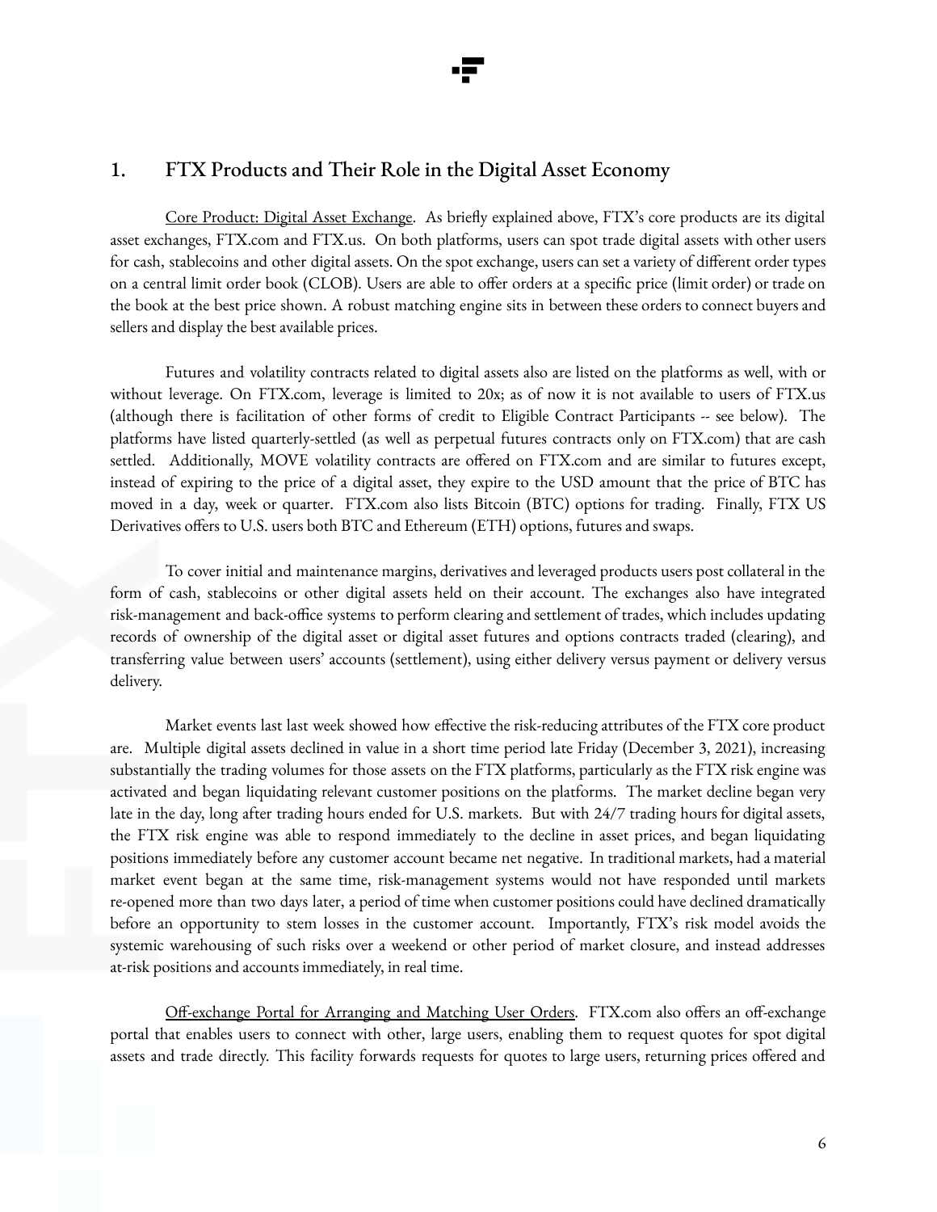## 1. FTX Products and Their Role in the Digital Asset Economy

Core Product: Digital Asset Exchange. As briefly explained above, FTX's core products are its digital asset exchanges, FTX.com and FTX.us. On both platforms, users can spot trade digital assets with other users for cash, stablecoins and other digital assets. On the spot exchange, users can set a variety of different order types on a central limit order book (CLOB). Users are able to offer orders at a specific price (limit order) or trade on the book at the best price shown. A robust matching engine sits in between these orders to connect buyers and sellers and display the best available prices.

Futures and volatility contracts related to digital assets also are listed on the platforms as well, with or without leverage. On FTX.com, leverage is limited to 20x; as of now it is not available to users of FTX.us (although there is facilitation of other forms of credit to Eligible Contract Participants -- see below). The platforms have listed quarterly-settled (as well as perpetual futures contracts only on FTX.com) that are cash settled. Additionally, MOVE volatility contracts are offered on FTX.com and are similar to futures except, instead of expiring to the price of a digital asset, they expire to the USD amount that the price of BTC has moved in a day, week or quarter. FTX.com also lists Bitcoin (BTC) options for trading. Finally, FTX US Derivatives offers to U.S. users both BTC and Ethereum (ETH) options, futures and swaps.

To cover initial and maintenance margins, derivatives and leveraged products users post collateral in the form of cash, stablecoins or other digital assets held on their account. The exchanges also have integrated risk-management and back-office systems to perform clearing and settlement of trades, which includes updating records of ownership of the digital asset or digital asset futures and options contracts traded (clearing), and transferring value between users' accounts (settlement), using either delivery versus payment or delivery versus delivery.

Market events last last week showed how effective the risk-reducing attributes of the FTX core product are. Multiple digital assets declined in value in a short time period late Friday (December 3, 2021), increasing substantially the trading volumes for those assets on the FTX platforms, particularly as the FTX risk engine was activated and began liquidating relevant customer positions on the platforms. The market decline began very late in the day, long after trading hours ended for U.S. markets. But with 24/7 trading hours for digital assets, the FTX risk engine was able to respond immediately to the decline in asset prices, and began liquidating positions immediately before any customer account became net negative. In traditional markets, had a material market event began at the same time, risk-management systems would not have responded until markets re-opened more than two days later, a period of time when customer positions could have declined dramatically before an opportunity to stem losses in the customer account. Importantly, FTX's risk model avoids the systemic warehousing of such risks over a weekend or other period of market closure, and instead addresses at-risk positions and accounts immediately, in real time.

Off-exchange Portal for Arranging and Matching User Orders. FTX.com also offers an off-exchange portal that enables users to connect with other, large users, enabling them to request quotes for spot digital assets and trade directly. This facility forwards requests for quotes to large users, returning prices offered and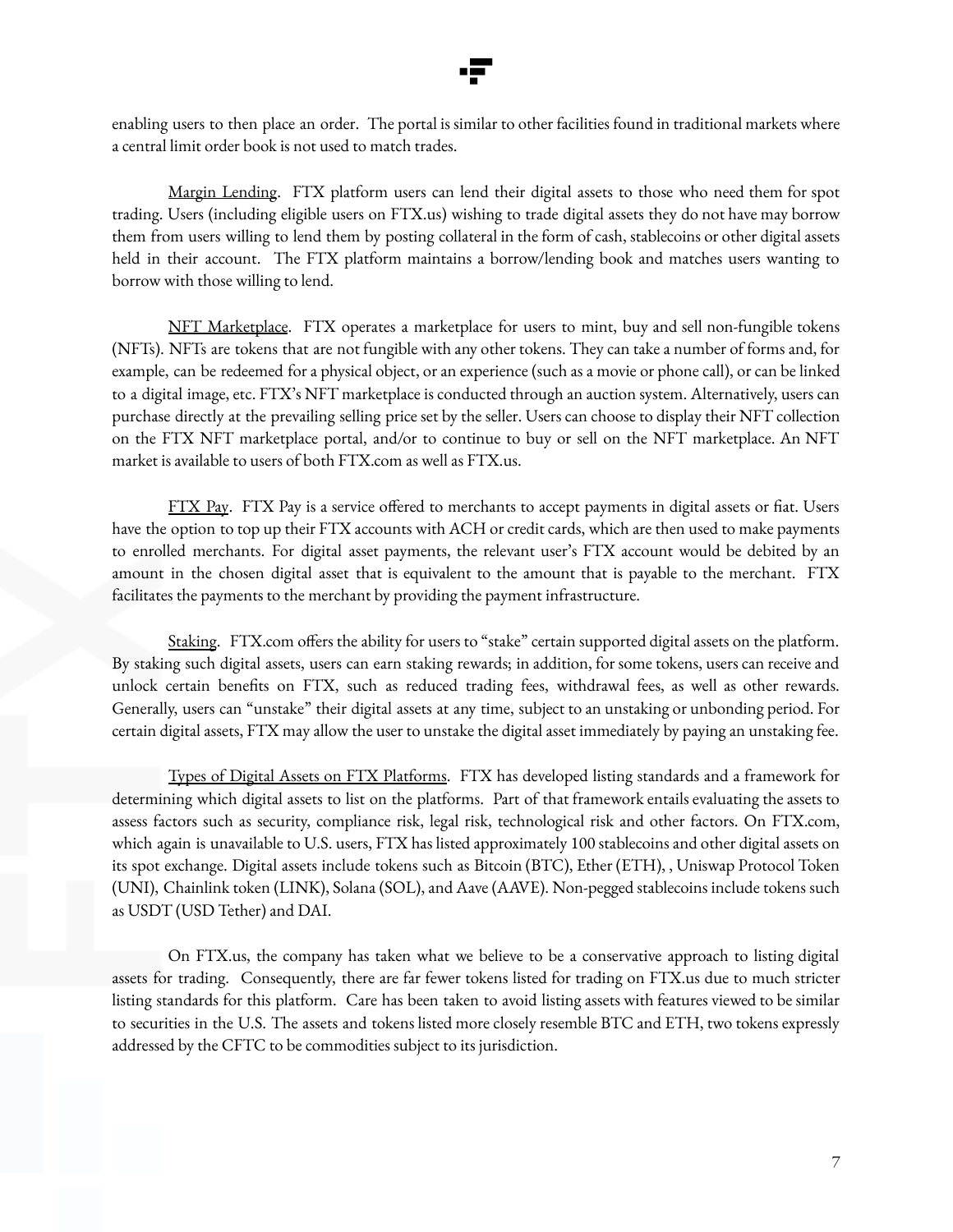enabling users to then place an order. The portal is similar to other facilities found in traditional markets where a central limit order book is not used to match trades.

Margin Lending. FTX platform users can lend their digital assets to those who need them for spot trading. Users (including eligible users on FTX.us) wishing to trade digital assets they do not have may borrow them from users willing to lend them by posting collateral in the form of cash, stablecoins or other digital assets held in their account. The FTX platform maintains a borrow/lending book and matches users wanting to borrow with those willing to lend.

NFT Marketplace. FTX operates a marketplace for users to mint, buy and sell non-fungible tokens (NFTs). NFTs are tokens that are not fungible with any other tokens. They can take a number of forms and, for example, can be redeemed for a physical object, or an experience (such as a movie or phone call), or can be linked to a digital image, etc. FTX's NFT marketplace is conducted through an auction system. Alternatively, users can purchase directly at the prevailing selling price set by the seller. Users can choose to display their NFT collection on the FTX NFT marketplace portal, and/or to continue to buy or sell on the NFT marketplace. An NFT market is available to users of both FTX.com as well as FTX.us.

FTX Pay. FTX Pay is a service offered to merchants to accept payments in digital assets or fiat. Users have the option to top up their FTX accounts with ACH or credit cards, which are then used to make payments to enrolled merchants. For digital asset payments, the relevant user's FTX account would be debited by an amount in the chosen digital asset that is equivalent to the amount that is payable to the merchant. FTX facilitates the payments to the merchant by providing the payment infrastructure.

Staking. FTX.com offers the ability for users to "stake" certain supported digital assets on the platform. By staking such digital assets, users can earn staking rewards; in addition, for some tokens, users can receive and unlock certain benefits on FTX, such as reduced trading fees, withdrawal fees, as well as other rewards. Generally, users can "unstake" their digital assets at any time, subject to an unstaking or unbonding period. For certain digital assets, FTX may allow the user to unstake the digital asset immediately by paying an unstaking fee.

Types of Digital Assets on FTX Platforms. FTX has developed listing standards and a framework for determining which digital assets to list on the platforms. Part of that framework entails evaluating the assets to assess factors such as security, compliance risk, legal risk, technological risk and other factors. On FTX.com, which again is unavailable to U.S. users, FTX has listed approximately 100 stablecoins and other digital assets on its spot exchange. Digital assets include tokens such as Bitcoin (BTC), Ether (ETH), , Uniswap Protocol Token (UNI), Chainlink token (LINK), Solana (SOL), and Aave (AAVE). Non-pegged stablecoins include tokens such as USDT (USD Tether) and DAI.

On FTX.us, the company has taken what we believe to be a conservative approach to listing digital assets for trading. Consequently, there are far fewer tokens listed for trading on FTX.us due to much stricter listing standards for this platform. Care has been taken to avoid listing assets with features viewed to be similar to securities in the U.S. The assets and tokens listed more closely resemble BTC and ETH, two tokens expressly addressed by the CFTC to be commodities subject to its jurisdiction.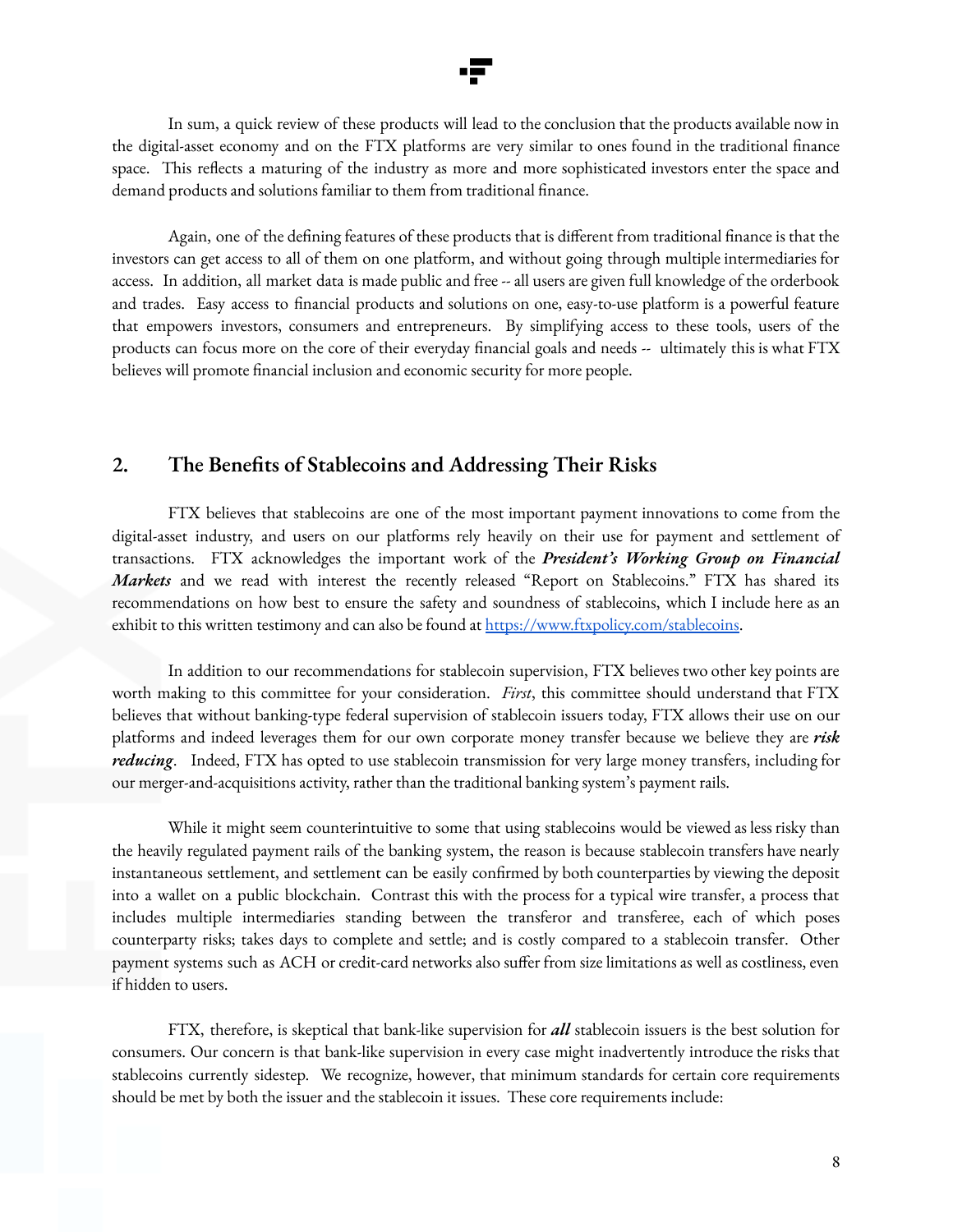In sum, a quick review of these products will lead to the conclusion that the products available now in the digital-asset economy and on the FTX platforms are very similar to ones found in the traditional finance space. This reflects a maturing of the industry as more and more sophisticated investors enter the space and demand products and solutions familiar to them from traditional finance.

Again, one of the defining features of these products that is different from traditional finance is that the investors can get access to all of them on one platform, and without going through multiple intermediaries for access. In addition, all market data is made public and free -- all users are given full knowledge of the orderbook and trades. Easy access to financial products and solutions on one, easy-to-use platform is a powerful feature that empowers investors, consumers and entrepreneurs. By simplifying access to these tools, users of the products can focus more on the core of their everyday financial goals and needs -- ultimately this is what FTX believes will promote financial inclusion and economic security for more people.

## 2. The Benefits of Stablecoins and Addressing Their Risks

FTX believes that stablecoins are one of the most important payment innovations to come from the digital-asset industry, and users on our platforms rely heavily on their use for payment and settlement of transactions. FTX acknowledges the important work of the ***President's Working Group on Financial Markets*** and we read with interest the recently released "Report on Stablecoins." FTX has shared its recommendations on how best to ensure the safety and soundness of stablecoins, which I include here as an exhibit to this written testimony and can also be found at [https://www.ftxpolicy.com/stablecoins](https://www.ftxpolicy.com/stablecoins).

In addition to our recommendations for stablecoin supervision, FTX believes two other key points are worth making to this committee for your consideration. *First*, this committee should understand that FTX believes that without banking-type federal supervision of stablecoin issuers today, FTX allows their use on our platforms and indeed leverages them for our own corporate money transfer because we believe they are ***risk reducing***. Indeed, FTX has opted to use stablecoin transmission for very large money transfers, including for our merger-and-acquisitions activity, rather than the traditional banking system's payment rails.

While it might seem counterintuitive to some that using stablecoins would be viewed as less risky than the heavily regulated payment rails of the banking system, the reason is because stablecoin transfers have nearly instantaneous settlement, and settlement can be easily confirmed by both counterparties by viewing the deposit into a wallet on a public blockchain. Contrast this with the process for a typical wire transfer, a process that includes multiple intermediaries standing between the transferor and transferee, each of which poses counterparty risks; takes days to complete and settle; and is costly compared to a stablecoin transfer. Other payment systems such as ACH or credit-card networks also suffer from size limitations as well as costliness, even if hidden to users.

FTX, therefore, is skeptical that bank-like supervision for ***all*** stablecoin issuers is the best solution for consumers. Our concern is that bank-like supervision in every case might inadvertently introduce the risks that stablecoins currently sidestep. We recognize, however, that minimum standards for certain core requirements should be met by both the issuer and the stablecoin it issues. These core requirements include: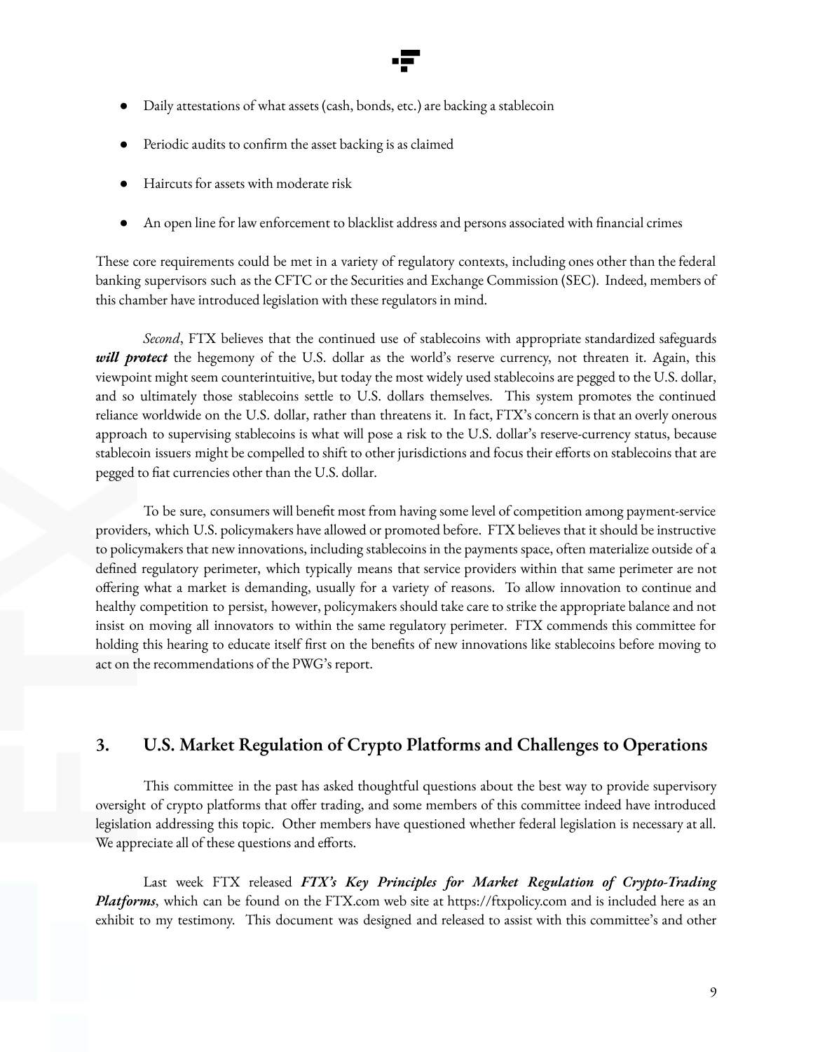- Daily attestations of what assets (cash, bonds, etc.) are backing a stablecoin
- Periodic audits to confirm the asset backing is as claimed
- Haircuts for assets with moderate risk
- An open line for law enforcement to blacklist address and persons associated with financial crimes

These core requirements could be met in a variety of regulatory contexts, including ones other than the federal banking supervisors such as the CFTC or the Securities and Exchange Commission (SEC). Indeed, members of this chamber have introduced legislation with these regulators in mind.

*Second*, FTX believes that the continued use of stablecoins with appropriate standardized safeguards ***will protect*** the hegemony of the U.S. dollar as the world's reserve currency, not threaten it. Again, this viewpoint might seem counterintuitive, but today the most widely used stablecoins are pegged to the U.S. dollar, and so ultimately those stablecoins settle to U.S. dollars themselves. This system promotes the continued reliance worldwide on the U.S. dollar, rather than threatens it. In fact, FTX's concern is that an overly onerous approach to supervising stablecoins is what will pose a risk to the U.S. dollar's reserve-currency status, because stablecoin issuers might be compelled to shift to other jurisdictions and focus their efforts on stablecoins that are pegged to fiat currencies other than the U.S. dollar.

To be sure, consumers will benefit most from having some level of competition among payment-service providers, which U.S. policymakers have allowed or promoted before. FTX believes that it should be instructive to policymakers that new innovations, including stablecoins in the payments space, often materialize outside of a defined regulatory perimeter, which typically means that service providers within that same perimeter are not offering what a market is demanding, usually for a variety of reasons. To allow innovation to continue and healthy competition to persist, however, policymakers should take care to strike the appropriate balance and not insist on moving all innovators to within the same regulatory perimeter. FTX commends this committee for holding this hearing to educate itself first on the benefits of new innovations like stablecoins before moving to act on the recommendations of the PWG's report.

## 3. U.S. Market Regulation of Crypto Platforms and Challenges to Operations

This committee in the past has asked thoughtful questions about the best way to provide supervisory oversight of crypto platforms that offer trading, and some members of this committee indeed have introduced legislation addressing this topic. Other members have questioned whether federal legislation is necessary at all. We appreciate all of these questions and efforts.

Last week FTX released ***FTX's Key Principles for Market Regulation of Crypto-Trading Platforms***, which can be found on the FTX.com web site at https://ftxpolicy.com and is included here as an exhibit to my testimony. This document was designed and released to assist with this committee's and other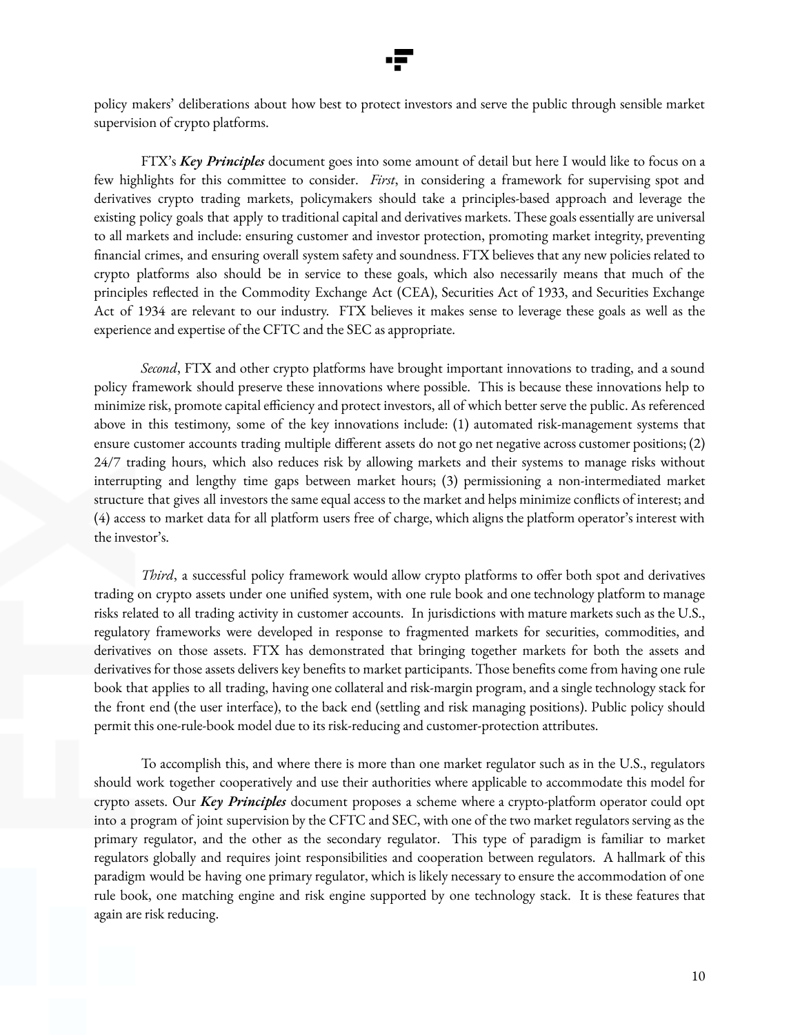policy makers' deliberations about how best to protect investors and serve the public through sensible market supervision of crypto platforms.

FTX's ***Key Principles*** document goes into some amount of detail but here I would like to focus on a few highlights for this committee to consider. *First*, in considering a framework for supervising spot and derivatives crypto trading markets, policymakers should take a principles-based approach and leverage the existing policy goals that apply to traditional capital and derivatives markets. These goals essentially are universal to all markets and include: ensuring customer and investor protection, promoting market integrity, preventing financial crimes, and ensuring overall system safety and soundness. FTX believes that any new policies related to crypto platforms also should be in service to these goals, which also necessarily means that much of the principles reflected in the Commodity Exchange Act (CEA), Securities Act of 1933, and Securities Exchange Act of 1934 are relevant to our industry. FTX believes it makes sense to leverage these goals as well as the experience and expertise of the CFTC and the SEC as appropriate.

*Second*, FTX and other crypto platforms have brought important innovations to trading, and a sound policy framework should preserve these innovations where possible. This is because these innovations help to minimize risk, promote capital efficiency and protect investors, all of which better serve the public. As referenced above in this testimony, some of the key innovations include: (1) automated risk-management systems that ensure customer accounts trading multiple different assets do not go net negative across customer positions; (2) 24/7 trading hours, which also reduces risk by allowing markets and their systems to manage risks without interrupting and lengthy time gaps between market hours; (3) permissioning a non-intermediated market structure that gives all investors the same equal access to the market and helps minimize conflicts of interest; and (4) access to market data for all platform users free of charge, which aligns the platform operator's interest with the investor's.

*Third*, a successful policy framework would allow crypto platforms to offer both spot and derivatives trading on crypto assets under one unified system, with one rule book and one technology platform to manage risks related to all trading activity in customer accounts. In jurisdictions with mature markets such as the U.S., regulatory frameworks were developed in response to fragmented markets for securities, commodities, and derivatives on those assets. FTX has demonstrated that bringing together markets for both the assets and derivatives for those assets delivers key benefits to market participants. Those benefits come from having one rule book that applies to all trading, having one collateral and risk-margin program, and a single technology stack for the front end (the user interface), to the back end (settling and risk managing positions). Public policy should permit this one-rule-book model due to its risk-reducing and customer-protection attributes.

To accomplish this, and where there is more than one market regulator such as in the U.S., regulators should work together cooperatively and use their authorities where applicable to accommodate this model for crypto assets. Our ***Key Principles*** document proposes a scheme where a crypto-platform operator could opt into a program of joint supervision by the CFTC and SEC, with one of the two market regulators serving as the primary regulator, and the other as the secondary regulator. This type of paradigm is familiar to market regulators globally and requires joint responsibilities and cooperation between regulators. A hallmark of this paradigm would be having one primary regulator, which is likely necessary to ensure the accommodation of one rule book, one matching engine and risk engine supported by one technology stack. It is these features that again are risk reducing.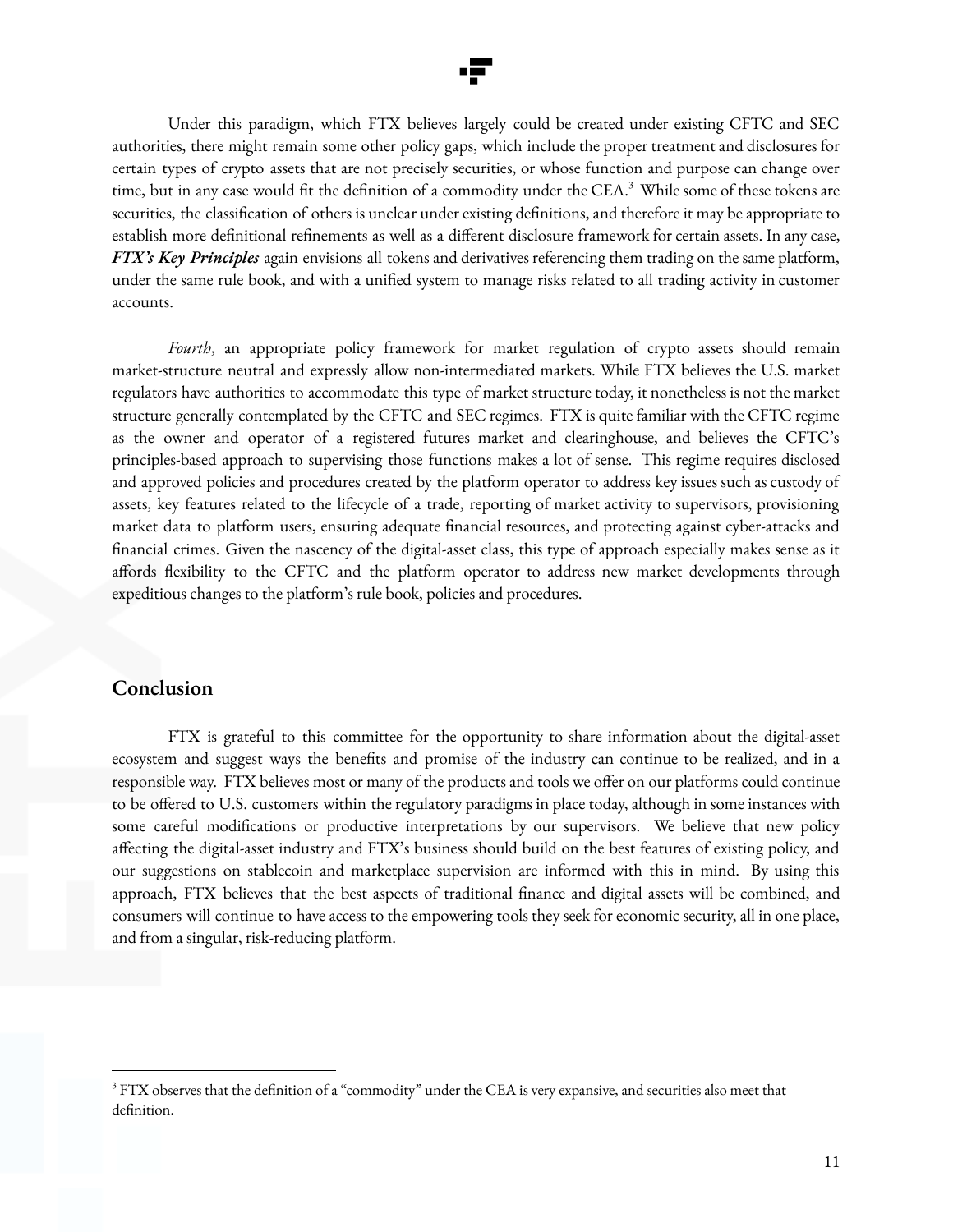Under this paradigm, which FTX believes largely could be created under existing CFTC and SEC authorities, there might remain some other policy gaps, which include the proper treatment and disclosures for certain types of crypto assets that are not precisely securities, or whose function and purpose can change over time, but in any case would fit the definition of a commodity under the CEA.[3] While some of these tokens are securities, the classification of others is unclear under existing definitions, and therefore it may be appropriate to establish more definitional refinements as well as a different disclosure framework for certain assets. In any case, ***FTX's Key Principles*** again envisions all tokens and derivatives referencing them trading on the same platform, under the same rule book, and with a unified system to manage risks related to all trading activity in customer accounts.

*Fourth*, an appropriate policy framework for market regulation of crypto assets should remain market-structure neutral and expressly allow non-intermediated markets. While FTX believes the U.S. market regulators have authorities to accommodate this type of market structure today, it nonetheless is not the market structure generally contemplated by the CFTC and SEC regimes. FTX is quite familiar with the CFTC regime as the owner and operator of a registered futures market and clearinghouse, and believes the CFTC's principles-based approach to supervising those functions makes a lot of sense. This regime requires disclosed and approved policies and procedures created by the platform operator to address key issues such as custody of assets, key features related to the lifecycle of a trade, reporting of market activity to supervisors, provisioning market data to platform users, ensuring adequate financial resources, and protecting against cyber-attacks and financial crimes. Given the nascency of the digital-asset class, this type of approach especially makes sense as it affords flexibility to the CFTC and the platform operator to address new market developments through expeditious changes to the platform's rule book, policies and procedures.

## Conclusion

FTX is grateful to this committee for the opportunity to share information about the digital-asset ecosystem and suggest ways the benefits and promise of the industry can continue to be realized, and in a responsible way. FTX believes most or many of the products and tools we offer on our platforms could continue to be offered to U.S. customers within the regulatory paradigms in place today, although in some instances with some careful modifications or productive interpretations by our supervisors. We believe that new policy affecting the digital-asset industry and FTX's business should build on the best features of existing policy, and our suggestions on stablecoin and marketplace supervision are informed with this in mind. By using this approach, FTX believes that the best aspects of traditional finance and digital assets will be combined, and consumers will continue to have access to the empowering tools they seek for economic security, all in one place, and from a singular, risk-reducing platform.

---

[3] FTX observes that the definition of a "commodity" under the CEA is very expansive, and securities also meet that definition.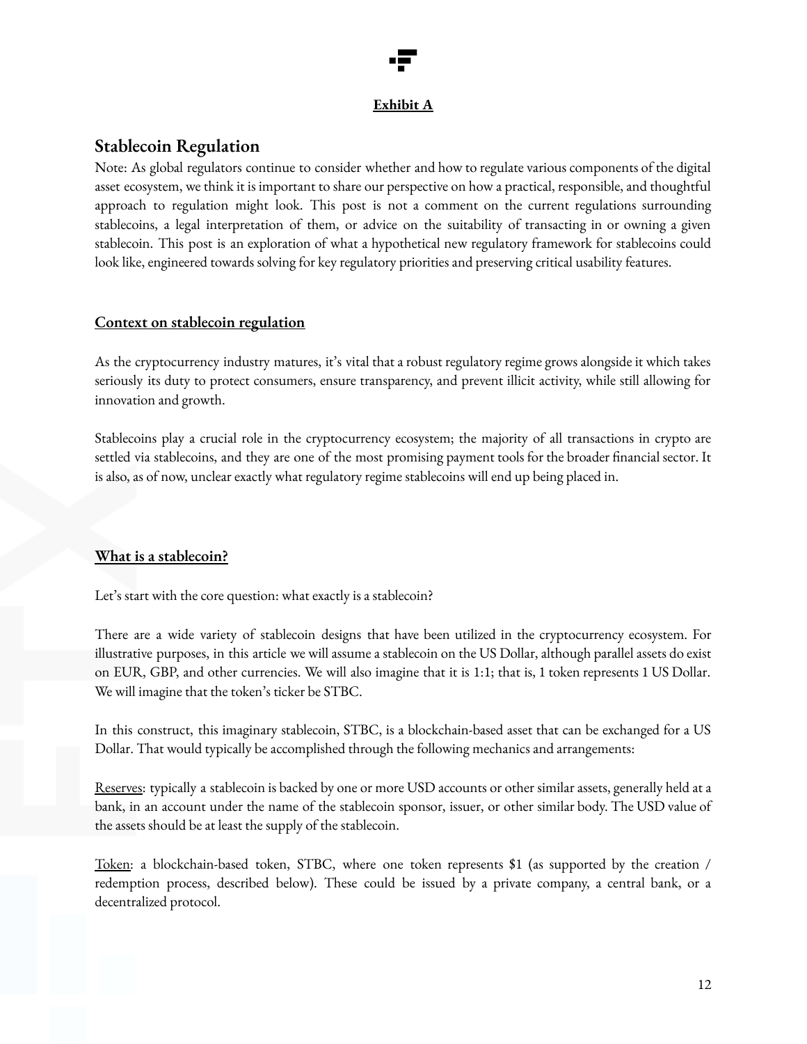**Exhibit A**

## Stablecoin Regulation

Note: As global regulators continue to consider whether and how to regulate various components of the digital asset ecosystem, we think it is important to share our perspective on how a practical, responsible, and thoughtful approach to regulation might look. This post is not a comment on the current regulations surrounding stablecoins, a legal interpretation of them, or advice on the suitability of transacting in or owning a given stablecoin. This post is an exploration of what a hypothetical new regulatory framework for stablecoins could look like, engineered towards solving for key regulatory priorities and preserving critical usability features.

### Context on stablecoin regulation

As the cryptocurrency industry matures, it's vital that a robust regulatory regime grows alongside it which takes seriously its duty to protect consumers, ensure transparency, and prevent illicit activity, while still allowing for innovation and growth.

Stablecoins play a crucial role in the cryptocurrency ecosystem; the majority of all transactions in crypto are settled via stablecoins, and they are one of the most promising payment tools for the broader financial sector. It is also, as of now, unclear exactly what regulatory regime stablecoins will end up being placed in.

### What is a stablecoin?

Let's start with the core question: what exactly is a stablecoin?

There are a wide variety of stablecoin designs that have been utilized in the cryptocurrency ecosystem. For illustrative purposes, in this article we will assume a stablecoin on the US Dollar, although parallel assets do exist on EUR, GBP, and other currencies. We will also imagine that it is 1:1; that is, 1 token represents 1 US Dollar. We will imagine that the token's ticker be STBC.

In this construct, this imaginary stablecoin, STBC, is a blockchain-based asset that can be exchanged for a US Dollar. That would typically be accomplished through the following mechanics and arrangements:

Reserves: typically a stablecoin is backed by one or more USD accounts or other similar assets, generally held at a bank, in an account under the name of the stablecoin sponsor, issuer, or other similar body. The USD value of the assets should be at least the supply of the stablecoin.

Token: a blockchain-based token, STBC, where one token represents $1 (as supported by the creation / redemption process, described below). These could be issued by a private company, a central bank, or a decentralized protocol.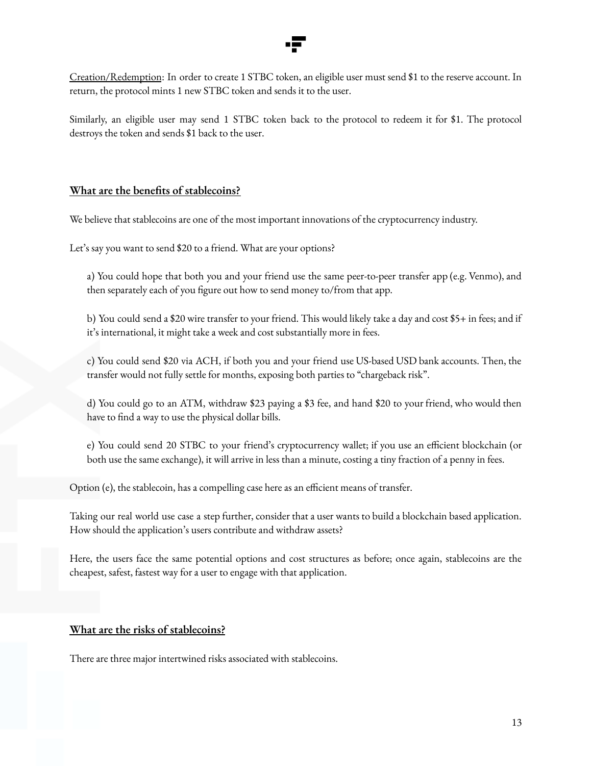<u>Creation/Redemption</u>: In order to create 1 STBC token, an eligible user must send $1 to the reserve account. In return, the protocol mints 1 new STBC token and sends it to the user.

Similarly, an eligible user may send 1 STBC token back to the protocol to redeem it for $1. The protocol destroys the token and sends $1 back to the user.

## What are the benefits of stablecoins?

We believe that stablecoins are one of the most important innovations of the cryptocurrency industry.

Let's say you want to send $20 to a friend. What are your options?

> a) You could hope that both you and your friend use the same peer-to-peer transfer app (e.g. Venmo), and then separately each of you figure out how to send money to/from that app.
>
> b) You could send a $20 wire transfer to your friend. This would likely take a day and cost $5+ in fees; and if it's international, it might take a week and cost substantially more in fees.
>
> c) You could send $20 via ACH, if both you and your friend use US-based USD bank accounts. Then, the transfer would not fully settle for months, exposing both parties to "chargeback risk".
>
> d) You could go to an ATM, withdraw $23 paying a $3 fee, and hand $20 to your friend, who would then have to find a way to use the physical dollar bills.
>
> e) You could send 20 STBC to your friend's cryptocurrency wallet; if you use an efficient blockchain (or both use the same exchange), it will arrive in less than a minute, costing a tiny fraction of a penny in fees.

Option (e), the stablecoin, has a compelling case here as an efficient means of transfer.

Taking our real world use case a step further, consider that a user wants to build a blockchain based application. How should the application's users contribute and withdraw assets?

Here, the users face the same potential options and cost structures as before; once again, stablecoins are the cheapest, safest, fastest way for a user to engage with that application.

## What are the risks of stablecoins?

There are three major intertwined risks associated with stablecoins.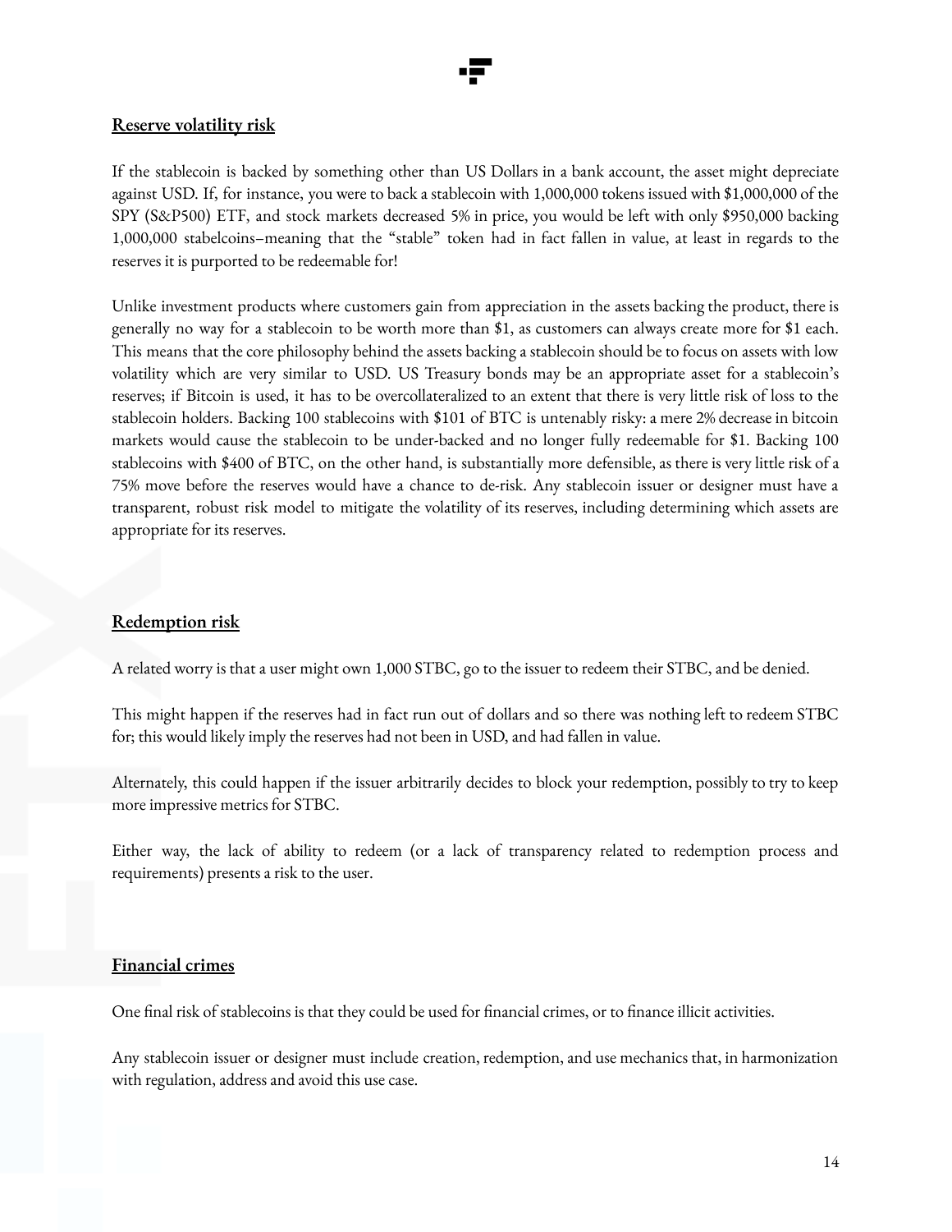## Reserve volatility risk

If the stablecoin is backed by something other than US Dollars in a bank account, the asset might depreciate against USD. If, for instance, you were to back a stablecoin with 1,000,000 tokens issued with $1,000,000 of the SPY (S&P500) ETF, and stock markets decreased 5% in price, you would be left with only $950,000 backing 1,000,000 stabelcoins–meaning that the "stable" token had in fact fallen in value, at least in regards to the reserves it is purported to be redeemable for!

Unlike investment products where customers gain from appreciation in the assets backing the product, there is generally no way for a stablecoin to be worth more than $1, as customers can always create more for $1 each. This means that the core philosophy behind the assets backing a stablecoin should be to focus on assets with low volatility which are very similar to USD. US Treasury bonds may be an appropriate asset for a stablecoin's reserves; if Bitcoin is used, it has to be overcollateralized to an extent that there is very little risk of loss to the stablecoin holders. Backing 100 stablecoins with $101 of BTC is untenably risky: a mere 2% decrease in bitcoin markets would cause the stablecoin to be under-backed and no longer fully redeemable for $1. Backing 100 stablecoins with $400 of BTC, on the other hand, is substantially more defensible, as there is very little risk of a 75% move before the reserves would have a chance to de-risk. Any stablecoin issuer or designer must have a transparent, robust risk model to mitigate the volatility of its reserves, including determining which assets are appropriate for its reserves.

## Redemption risk

A related worry is that a user might own 1,000 STBC, go to the issuer to redeem their STBC, and be denied.

This might happen if the reserves had in fact run out of dollars and so there was nothing left to redeem STBC for; this would likely imply the reserves had not been in USD, and had fallen in value.

Alternately, this could happen if the issuer arbitrarily decides to block your redemption, possibly to try to keep more impressive metrics for STBC.

Either way, the lack of ability to redeem (or a lack of transparency related to redemption process and requirements) presents a risk to the user.

## Financial crimes

One final risk of stablecoins is that they could be used for financial crimes, or to finance illicit activities.

Any stablecoin issuer or designer must include creation, redemption, and use mechanics that, in harmonization with regulation, address and avoid this use case.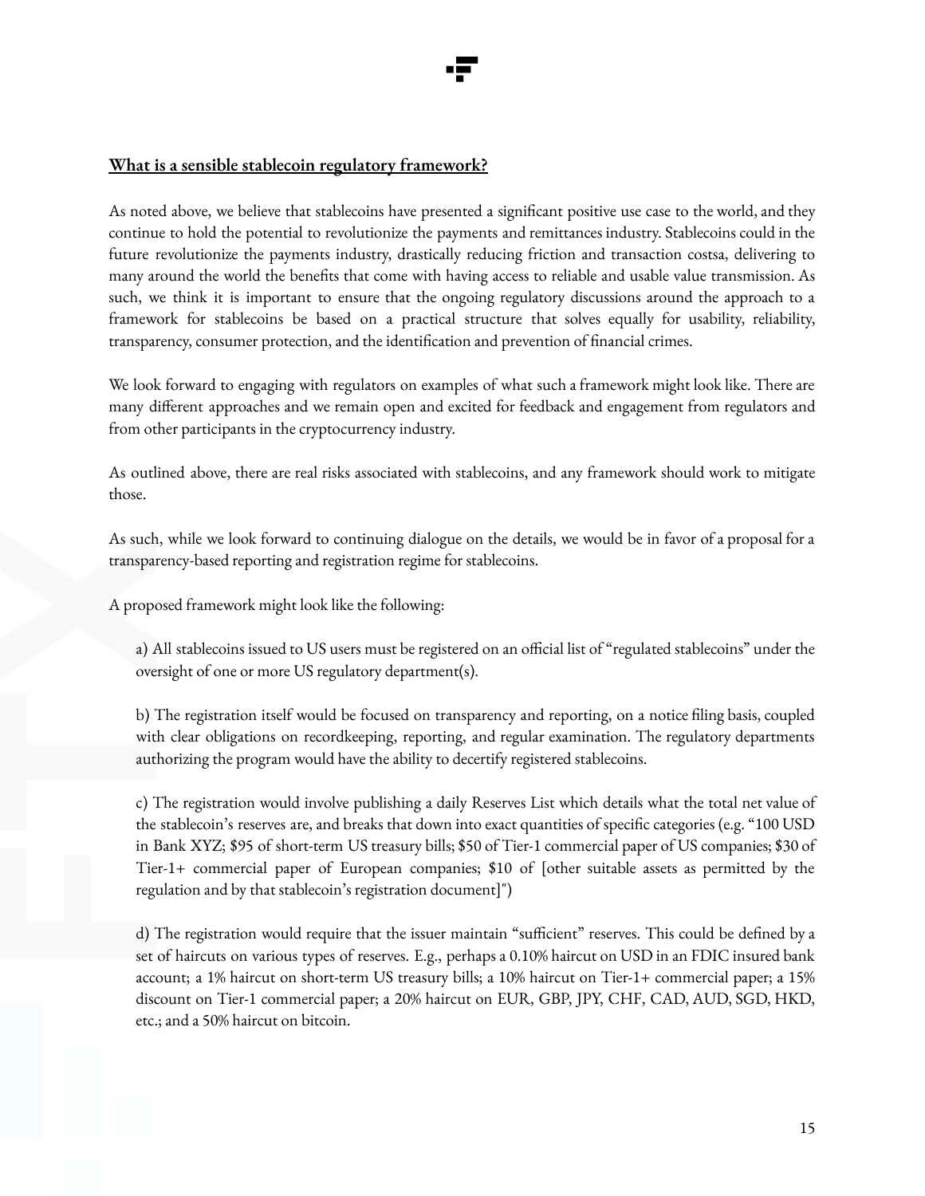<u>**What is a sensible stablecoin regulatory framework?**</u>

As noted above, we believe that stablecoins have presented a significant positive use case to the world, and they continue to hold the potential to revolutionize the payments and remittances industry. Stablecoins could in the future revolutionize the payments industry, drastically reducing friction and transaction costsa, delivering to many around the world the benefits that come with having access to reliable and usable value transmission. As such, we think it is important to ensure that the ongoing regulatory discussions around the approach to a framework for stablecoins be based on a practical structure that solves equally for usability, reliability, transparency, consumer protection, and the identification and prevention of financial crimes.

We look forward to engaging with regulators on examples of what such a framework might look like. There are many different approaches and we remain open and excited for feedback and engagement from regulators and from other participants in the cryptocurrency industry.

As outlined above, there are real risks associated with stablecoins, and any framework should work to mitigate those.

As such, while we look forward to continuing dialogue on the details, we would be in favor of a proposal for a transparency-based reporting and registration regime for stablecoins.

A proposed framework might look like the following:

a) All stablecoins issued to US users must be registered on an official list of "regulated stablecoins" under the oversight of one or more US regulatory department(s).

b) The registration itself would be focused on transparency and reporting, on a notice filing basis, coupled with clear obligations on recordkeeping, reporting, and regular examination. The regulatory departments authorizing the program would have the ability to decertify registered stablecoins.

c) The registration would involve publishing a daily Reserves List which details what the total net value of the stablecoin's reserves are, and breaks that down into exact quantities of specific categories (e.g. "100 USD in Bank XYZ; $95 of short-term US treasury bills; $50 of Tier-1 commercial paper of US companies; $30 of Tier-1+ commercial paper of European companies; $10 of [other suitable assets as permitted by the regulation and by that stablecoin's registration document]")

d) The registration would require that the issuer maintain "sufficient" reserves. This could be defined by a set of haircuts on various types of reserves. E.g., perhaps a 0.10% haircut on USD in an FDIC insured bank account; a 1% haircut on short-term US treasury bills; a 10% haircut on Tier-1+ commercial paper; a 15% discount on Tier-1 commercial paper; a 20% haircut on EUR, GBP, JPY, CHF, CAD, AUD, SGD, HKD, etc.; and a 50% haircut on bitcoin.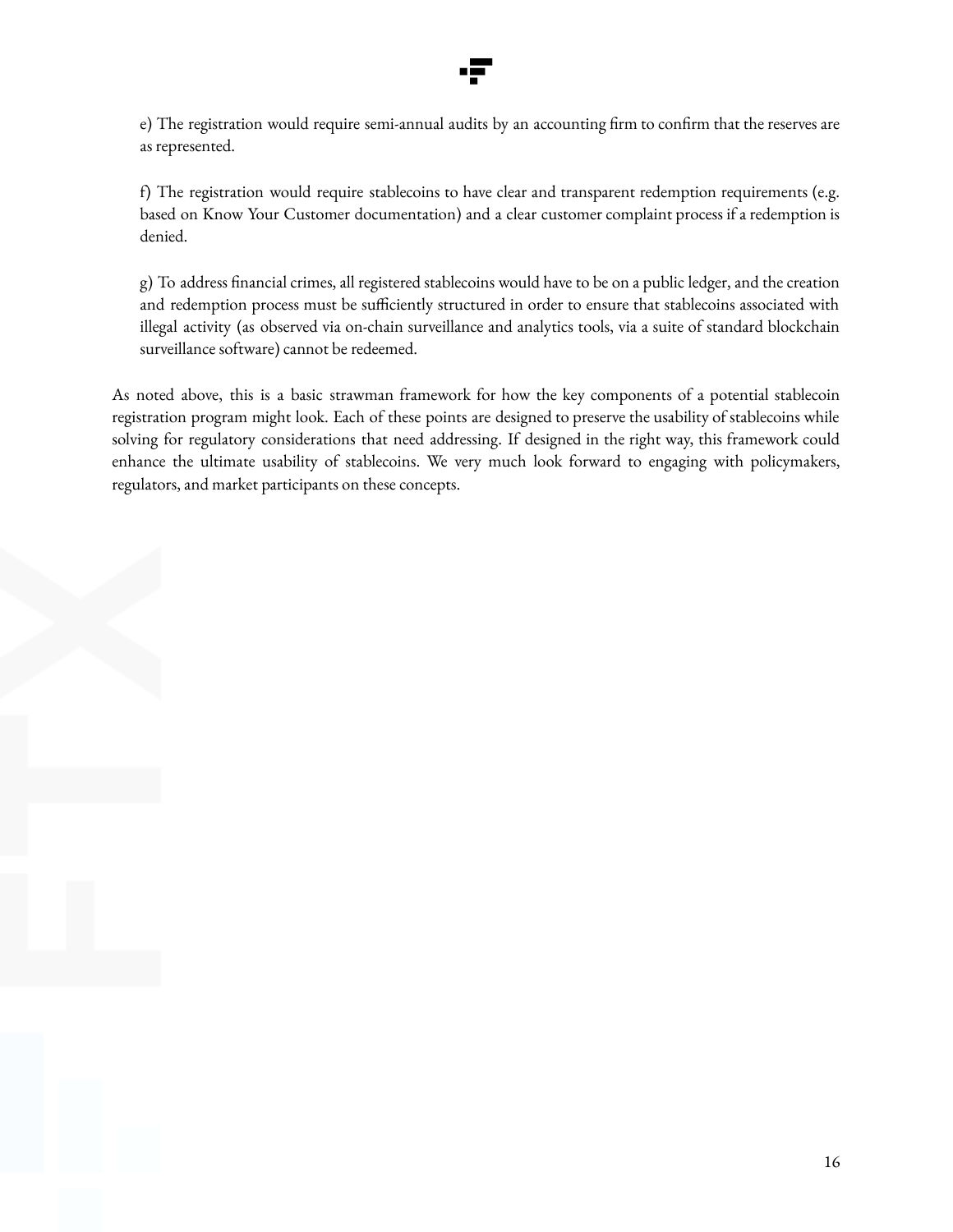e) The registration would require semi-annual audits by an accounting firm to confirm that the reserves are as represented.

f) The registration would require stablecoins to have clear and transparent redemption requirements (e.g. based on Know Your Customer documentation) and a clear customer complaint process if a redemption is denied.

g) To address financial crimes, all registered stablecoins would have to be on a public ledger, and the creation and redemption process must be sufficiently structured in order to ensure that stablecoins associated with illegal activity (as observed via on-chain surveillance and analytics tools, via a suite of standard blockchain surveillance software) cannot be redeemed.

As noted above, this is a basic strawman framework for how the key components of a potential stablecoin registration program might look. Each of these points are designed to preserve the usability of stablecoins while solving for regulatory considerations that need addressing. If designed in the right way, this framework could enhance the ultimate usability of stablecoins. We very much look forward to engaging with policymakers, regulators, and market participants on these concepts.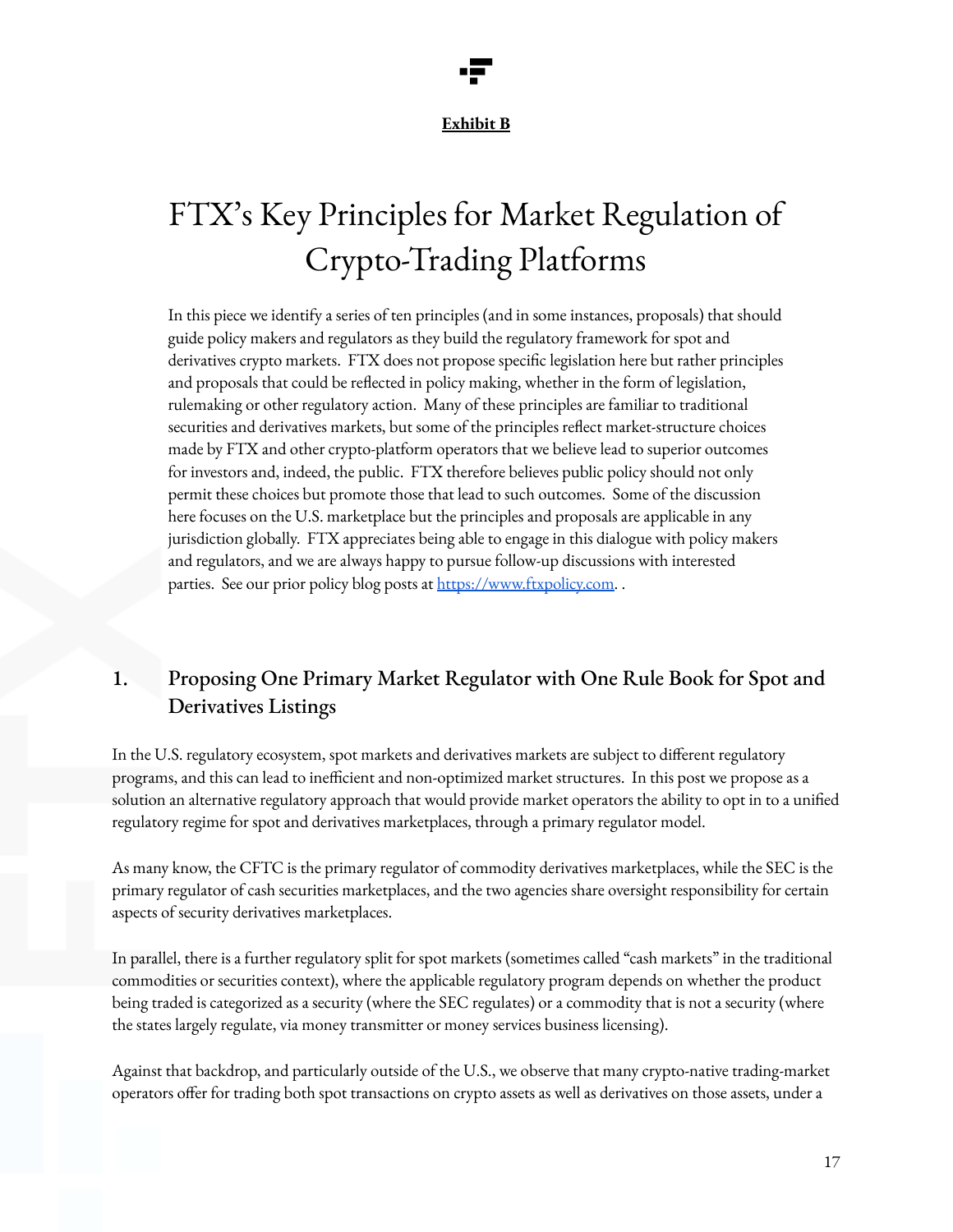**Exhibit B**

# FTX's Key Principles for Market Regulation of Crypto-Trading Platforms

In this piece we identify a series of ten principles (and in some instances, proposals) that should guide policy makers and regulators as they build the regulatory framework for spot and derivatives crypto markets. FTX does not propose specific legislation here but rather principles and proposals that could be reflected in policy making, whether in the form of legislation, rulemaking or other regulatory action. Many of these principles are familiar to traditional securities and derivatives markets, but some of the principles reflect market-structure choices made by FTX and other crypto-platform operators that we believe lead to superior outcomes for investors and, indeed, the public. FTX therefore believes public policy should not only permit these choices but promote those that lead to such outcomes. Some of the discussion here focuses on the U.S. marketplace but the principles and proposals are applicable in any jurisdiction globally. FTX appreciates being able to engage in this dialogue with policy makers and regulators, and we are always happy to pursue follow-up discussions with interested parties. See our prior policy blog posts at [https://www.ftxpolicy.com](https://www.ftxpolicy.com). .

## 1. Proposing One Primary Market Regulator with One Rule Book for Spot and Derivatives Listings

In the U.S. regulatory ecosystem, spot markets and derivatives markets are subject to different regulatory programs, and this can lead to inefficient and non-optimized market structures. In this post we propose as a solution an alternative regulatory approach that would provide market operators the ability to opt in to a unified regulatory regime for spot and derivatives marketplaces, through a primary regulator model.

As many know, the CFTC is the primary regulator of commodity derivatives marketplaces, while the SEC is the primary regulator of cash securities marketplaces, and the two agencies share oversight responsibility for certain aspects of security derivatives marketplaces.

In parallel, there is a further regulatory split for spot markets (sometimes called "cash markets" in the traditional commodities or securities context), where the applicable regulatory program depends on whether the product being traded is categorized as a security (where the SEC regulates) or a commodity that is not a security (where the states largely regulate, via money transmitter or money services business licensing).

Against that backdrop, and particularly outside of the U.S., we observe that many crypto-native trading-market operators offer for trading both spot transactions on crypto assets as well as derivatives on those assets, under a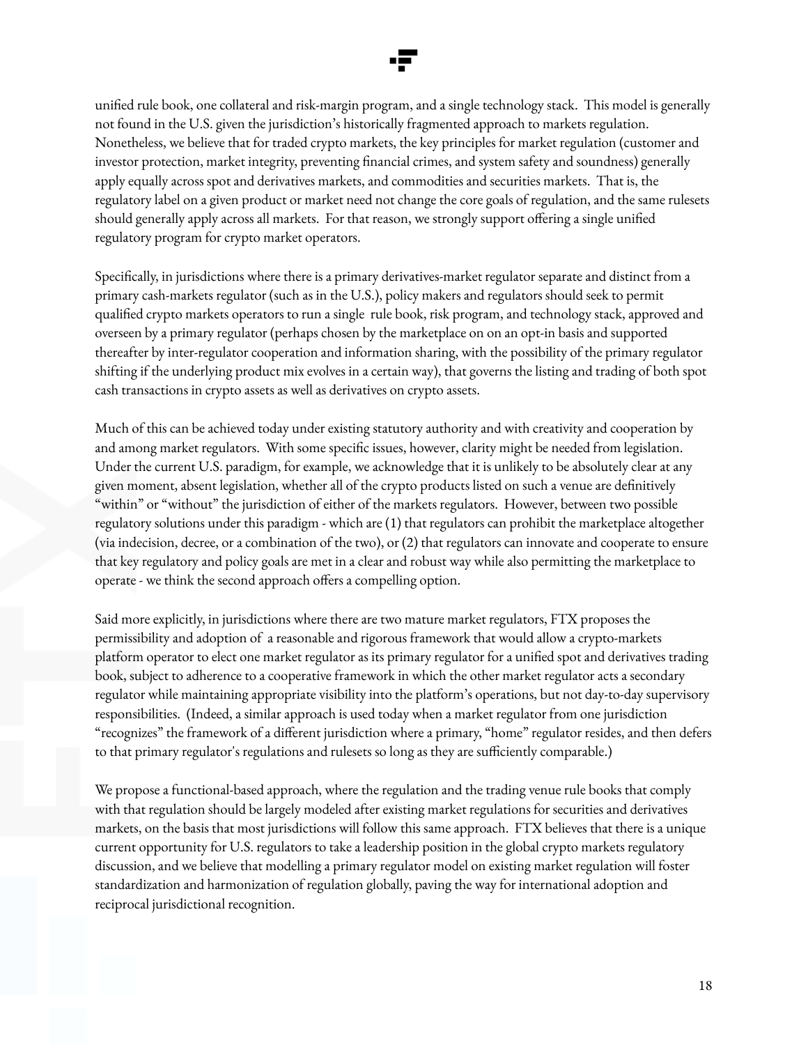unified rule book, one collateral and risk-margin program, and a single technology stack. This model is generally not found in the U.S. given the jurisdiction's historically fragmented approach to markets regulation. Nonetheless, we believe that for traded crypto markets, the key principles for market regulation (customer and investor protection, market integrity, preventing financial crimes, and system safety and soundness) generally apply equally across spot and derivatives markets, and commodities and securities markets. That is, the regulatory label on a given product or market need not change the core goals of regulation, and the same rulesets should generally apply across all markets. For that reason, we strongly support offering a single unified regulatory program for crypto market operators.

Specifically, in jurisdictions where there is a primary derivatives-market regulator separate and distinct from a primary cash-markets regulator (such as in the U.S.), policy makers and regulators should seek to permit qualified crypto markets operators to run a single rule book, risk program, and technology stack, approved and overseen by a primary regulator (perhaps chosen by the marketplace on on an opt-in basis and supported thereafter by inter-regulator cooperation and information sharing, with the possibility of the primary regulator shifting if the underlying product mix evolves in a certain way), that governs the listing and trading of both spot cash transactions in crypto assets as well as derivatives on crypto assets.

Much of this can be achieved today under existing statutory authority and with creativity and cooperation by and among market regulators. With some specific issues, however, clarity might be needed from legislation. Under the current U.S. paradigm, for example, we acknowledge that it is unlikely to be absolutely clear at any given moment, absent legislation, whether all of the crypto products listed on such a venue are definitively "within" or "without" the jurisdiction of either of the markets regulators. However, between two possible regulatory solutions under this paradigm - which are (1) that regulators can prohibit the marketplace altogether (via indecision, decree, or a combination of the two), or (2) that regulators can innovate and cooperate to ensure that key regulatory and policy goals are met in a clear and robust way while also permitting the marketplace to operate - we think the second approach offers a compelling option.

Said more explicitly, in jurisdictions where there are two mature market regulators, FTX proposes the permissibility and adoption of a reasonable and rigorous framework that would allow a crypto-markets platform operator to elect one market regulator as its primary regulator for a unified spot and derivatives trading book, subject to adherence to a cooperative framework in which the other market regulator acts a secondary regulator while maintaining appropriate visibility into the platform's operations, but not day-to-day supervisory responsibilities. (Indeed, a similar approach is used today when a market regulator from one jurisdiction "recognizes" the framework of a different jurisdiction where a primary, "home" regulator resides, and then defers to that primary regulator's regulations and rulesets so long as they are sufficiently comparable.)

We propose a functional-based approach, where the regulation and the trading venue rule books that comply with that regulation should be largely modeled after existing market regulations for securities and derivatives markets, on the basis that most jurisdictions will follow this same approach. FTX believes that there is a unique current opportunity for U.S. regulators to take a leadership position in the global crypto markets regulatory discussion, and we believe that modelling a primary regulator model on existing market regulation will foster standardization and harmonization of regulation globally, paving the way for international adoption and reciprocal jurisdictional recognition.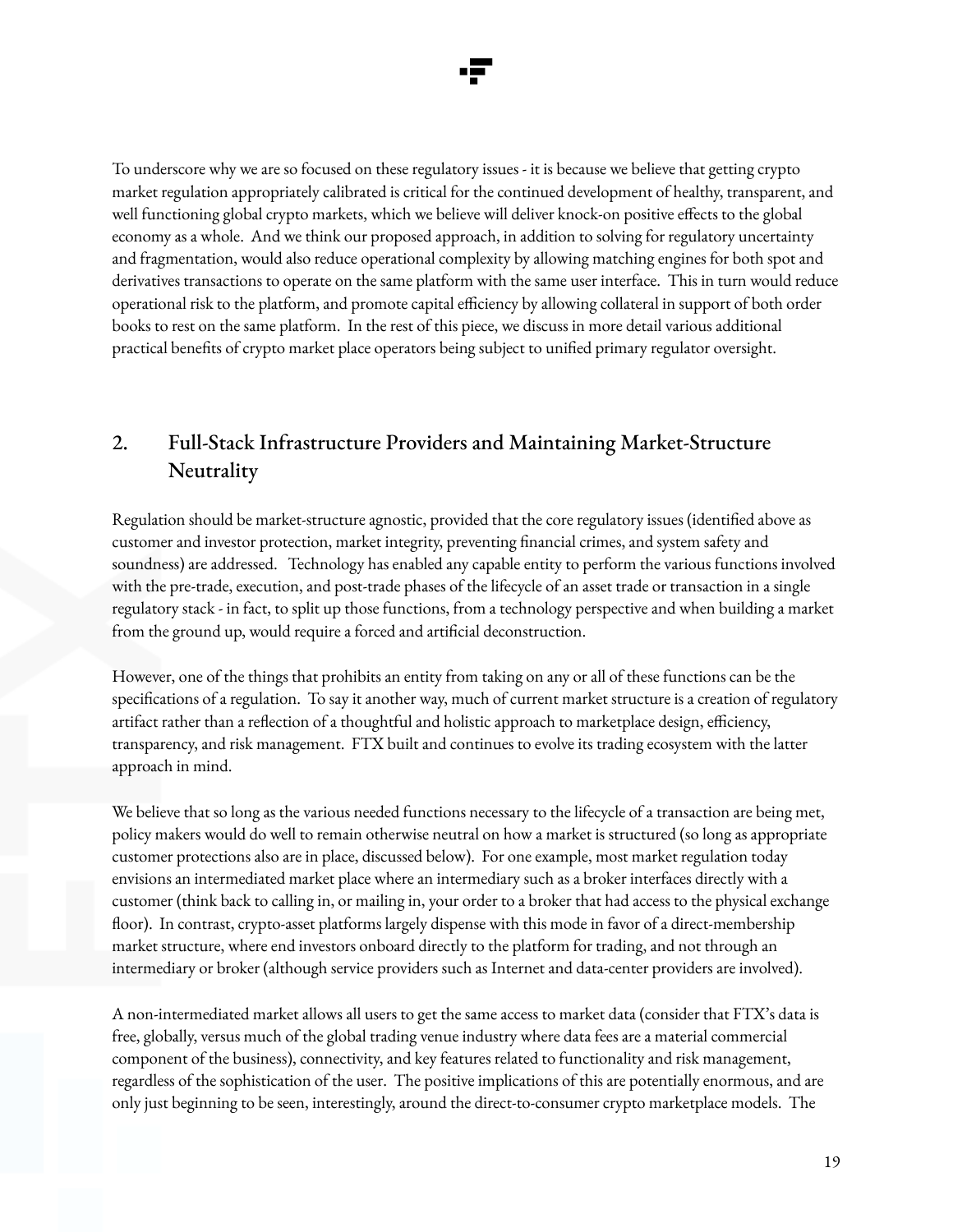To underscore why we are so focused on these regulatory issues - it is because we believe that getting crypto market regulation appropriately calibrated is critical for the continued development of healthy, transparent, and well functioning global crypto markets, which we believe will deliver knock-on positive effects to the global economy as a whole. And we think our proposed approach, in addition to solving for regulatory uncertainty and fragmentation, would also reduce operational complexity by allowing matching engines for both spot and derivatives transactions to operate on the same platform with the same user interface. This in turn would reduce operational risk to the platform, and promote capital efficiency by allowing collateral in support of both order books to rest on the same platform. In the rest of this piece, we discuss in more detail various additional practical benefits of crypto market place operators being subject to unified primary regulator oversight.

## 2. Full-Stack Infrastructure Providers and Maintaining Market-Structure Neutrality

Regulation should be market-structure agnostic, provided that the core regulatory issues (identified above as customer and investor protection, market integrity, preventing financial crimes, and system safety and soundness) are addressed. Technology has enabled any capable entity to perform the various functions involved with the pre-trade, execution, and post-trade phases of the lifecycle of an asset trade or transaction in a single regulatory stack - in fact, to split up those functions, from a technology perspective and when building a market from the ground up, would require a forced and artificial deconstruction.

However, one of the things that prohibits an entity from taking on any or all of these functions can be the specifications of a regulation. To say it another way, much of current market structure is a creation of regulatory artifact rather than a reflection of a thoughtful and holistic approach to marketplace design, efficiency, transparency, and risk management. FTX built and continues to evolve its trading ecosystem with the latter approach in mind.

We believe that so long as the various needed functions necessary to the lifecycle of a transaction are being met, policy makers would do well to remain otherwise neutral on how a market is structured (so long as appropriate customer protections also are in place, discussed below). For one example, most market regulation today envisions an intermediated market place where an intermediary such as a broker interfaces directly with a customer (think back to calling in, or mailing in, your order to a broker that had access to the physical exchange floor). In contrast, crypto-asset platforms largely dispense with this mode in favor of a direct-membership market structure, where end investors onboard directly to the platform for trading, and not through an intermediary or broker (although service providers such as Internet and data-center providers are involved).

A non-intermediated market allows all users to get the same access to market data (consider that FTX's data is free, globally, versus much of the global trading venue industry where data fees are a material commercial component of the business), connectivity, and key features related to functionality and risk management, regardless of the sophistication of the user. The positive implications of this are potentially enormous, and are only just beginning to be seen, interestingly, around the direct-to-consumer crypto marketplace models. The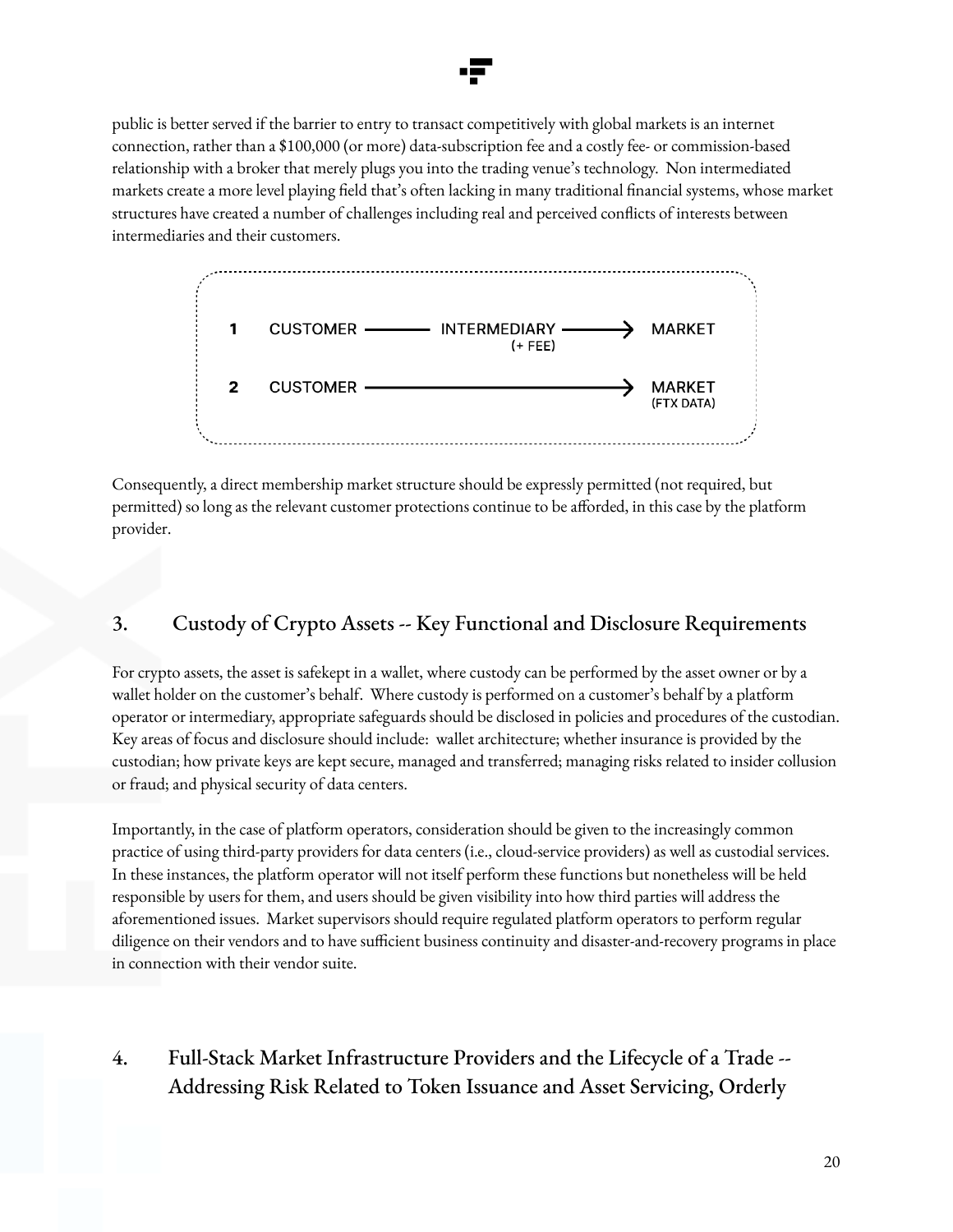public is better served if the barrier to entry to transact competitively with global markets is an internet connection, rather than a $100,000 (or more) data-subscription fee and a costly fee- or commission-based relationship with a broker that merely plugs you into the trading venue's technology. Non intermediated markets create a more level playing field that's often lacking in many traditional financial systems, whose market structures have created a number of challenges including real and perceived conflicts of interests between intermediaries and their customers.

| | | | |
|---|---|---|---|
| 1 | CUSTOMER ——— | INTERMEDIARY (+ FEE) ———→ | MARKET |
| 2 | CUSTOMER ——— | ———————————→ | MARKET (FTX DATA) |

Consequently, a direct membership market structure should be expressly permitted (not required, but permitted) so long as the relevant customer protections continue to be afforded, in this case by the platform provider.

## 3. Custody of Crypto Assets -- Key Functional and Disclosure Requirements

For crypto assets, the asset is safekept in a wallet, where custody can be performed by the asset owner or by a wallet holder on the customer's behalf. Where custody is performed on a customer's behalf by a platform operator or intermediary, appropriate safeguards should be disclosed in policies and procedures of the custodian. Key areas of focus and disclosure should include: wallet architecture; whether insurance is provided by the custodian; how private keys are kept secure, managed and transferred; managing risks related to insider collusion or fraud; and physical security of data centers.

Importantly, in the case of platform operators, consideration should be given to the increasingly common practice of using third-party providers for data centers (i.e., cloud-service providers) as well as custodial services. In these instances, the platform operator will not itself perform these functions but nonetheless will be held responsible by users for them, and users should be given visibility into how third parties will address the aforementioned issues. Market supervisors should require regulated platform operators to perform regular diligence on their vendors and to have sufficient business continuity and disaster-and-recovery programs in place in connection with their vendor suite.

## 4. Full-Stack Market Infrastructure Providers and the Lifecycle of a Trade -- Addressing Risk Related to Token Issuance and Asset Servicing, Orderly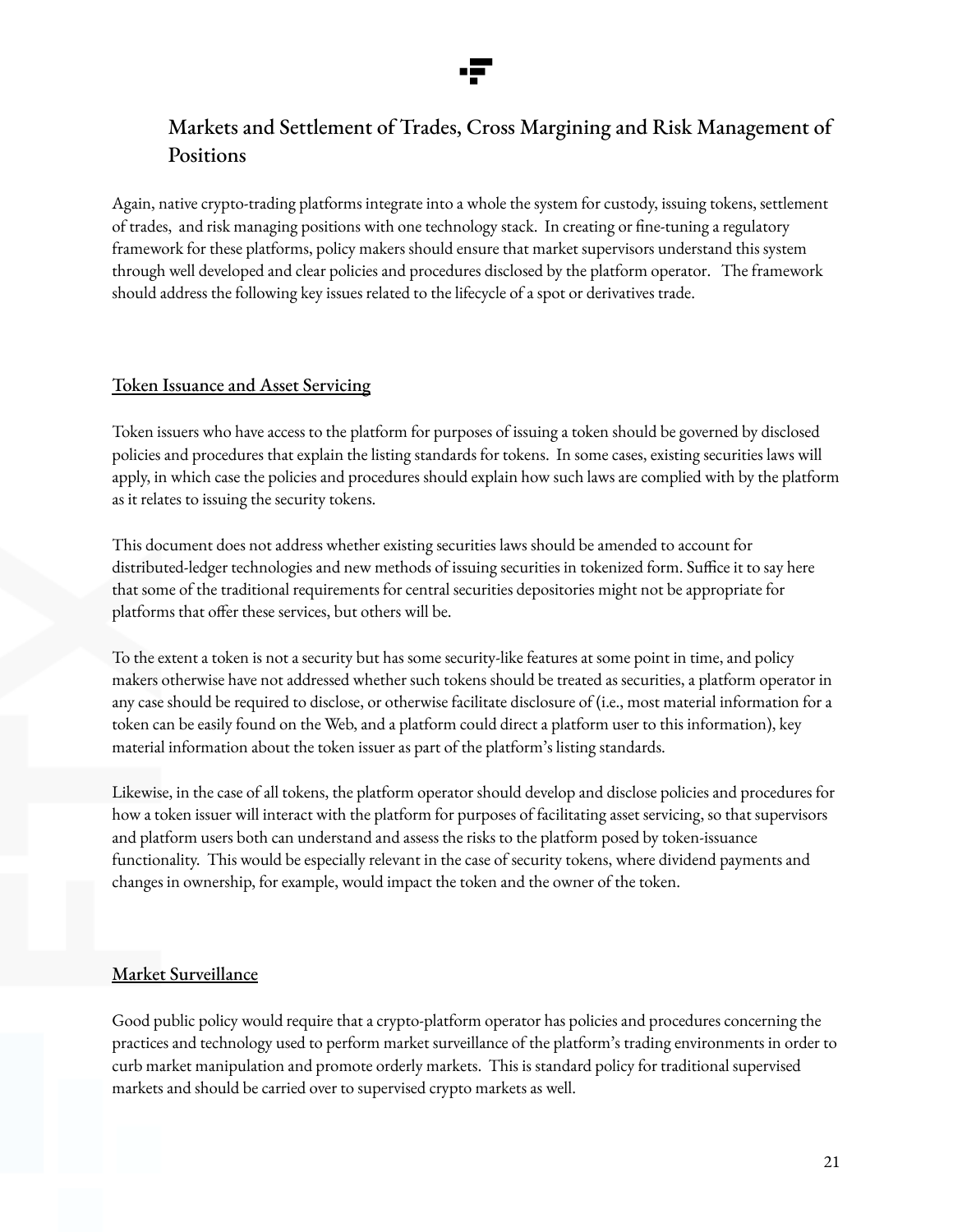## Markets and Settlement of Trades, Cross Margining and Risk Management of Positions

Again, native crypto-trading platforms integrate into a whole the system for custody, issuing tokens, settlement of trades, and risk managing positions with one technology stack. In creating or fine-tuning a regulatory framework for these platforms, policy makers should ensure that market supervisors understand this system through well developed and clear policies and procedures disclosed by the platform operator. The framework should address the following key issues related to the lifecycle of a spot or derivatives trade.

### Token Issuance and Asset Servicing

Token issuers who have access to the platform for purposes of issuing a token should be governed by disclosed policies and procedures that explain the listing standards for tokens. In some cases, existing securities laws will apply, in which case the policies and procedures should explain how such laws are complied with by the platform as it relates to issuing the security tokens.

This document does not address whether existing securities laws should be amended to account for distributed-ledger technologies and new methods of issuing securities in tokenized form. Suffice it to say here that some of the traditional requirements for central securities depositories might not be appropriate for platforms that offer these services, but others will be.

To the extent a token is not a security but has some security-like features at some point in time, and policy makers otherwise have not addressed whether such tokens should be treated as securities, a platform operator in any case should be required to disclose, or otherwise facilitate disclosure of (i.e., most material information for a token can be easily found on the Web, and a platform could direct a platform user to this information), key material information about the token issuer as part of the platform's listing standards.

Likewise, in the case of all tokens, the platform operator should develop and disclose policies and procedures for how a token issuer will interact with the platform for purposes of facilitating asset servicing, so that supervisors and platform users both can understand and assess the risks to the platform posed by token-issuance functionality. This would be especially relevant in the case of security tokens, where dividend payments and changes in ownership, for example, would impact the token and the owner of the token.

### Market Surveillance

Good public policy would require that a crypto-platform operator has policies and procedures concerning the practices and technology used to perform market surveillance of the platform's trading environments in order to curb market manipulation and promote orderly markets. This is standard policy for traditional supervised markets and should be carried over to supervised crypto markets as well.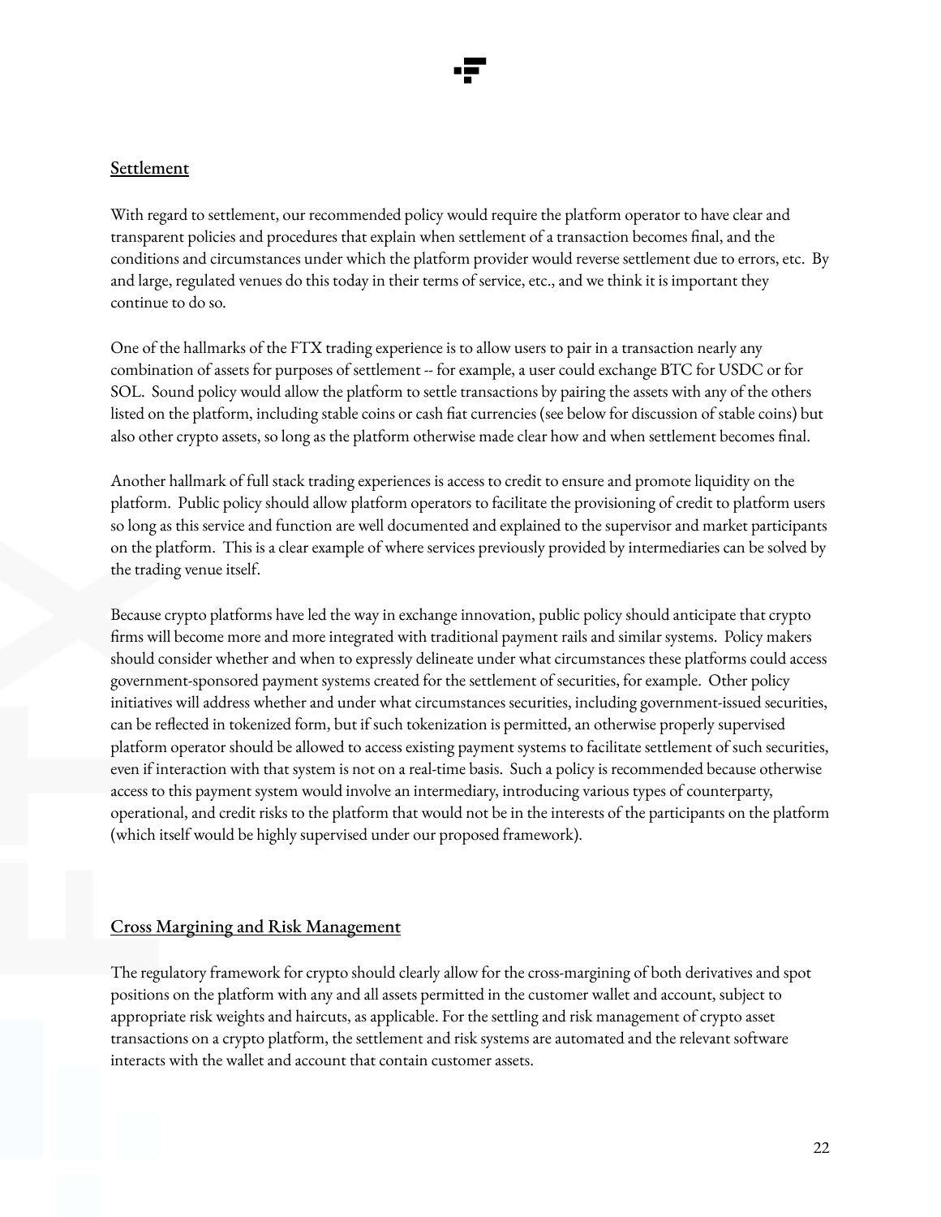## Settlement

With regard to settlement, our recommended policy would require the platform operator to have clear and transparent policies and procedures that explain when settlement of a transaction becomes final, and the conditions and circumstances under which the platform provider would reverse settlement due to errors, etc. By and large, regulated venues do this today in their terms of service, etc., and we think it is important they continue to do so.

One of the hallmarks of the FTX trading experience is to allow users to pair in a transaction nearly any combination of assets for purposes of settlement -- for example, a user could exchange BTC for USDC or for SOL. Sound policy would allow the platform to settle transactions by pairing the assets with any of the others listed on the platform, including stable coins or cash fiat currencies (see below for discussion of stable coins) but also other crypto assets, so long as the platform otherwise made clear how and when settlement becomes final.

Another hallmark of full stack trading experiences is access to credit to ensure and promote liquidity on the platform. Public policy should allow platform operators to facilitate the provisioning of credit to platform users so long as this service and function are well documented and explained to the supervisor and market participants on the platform. This is a clear example of where services previously provided by intermediaries can be solved by the trading venue itself.

Because crypto platforms have led the way in exchange innovation, public policy should anticipate that crypto firms will become more and more integrated with traditional payment rails and similar systems. Policy makers should consider whether and when to expressly delineate under what circumstances these platforms could access government-sponsored payment systems created for the settlement of securities, for example. Other policy initiatives will address whether and under what circumstances securities, including government-issued securities, can be reflected in tokenized form, but if such tokenization is permitted, an otherwise properly supervised platform operator should be allowed to access existing payment systems to facilitate settlement of such securities, even if interaction with that system is not on a real-time basis. Such a policy is recommended because otherwise access to this payment system would involve an intermediary, introducing various types of counterparty, operational, and credit risks to the platform that would not be in the interests of the participants on the platform (which itself would be highly supervised under our proposed framework).

## Cross Margining and Risk Management

The regulatory framework for crypto should clearly allow for the cross-margining of both derivatives and spot positions on the platform with any and all assets permitted in the customer wallet and account, subject to appropriate risk weights and haircuts, as applicable. For the settling and risk management of crypto asset transactions on a crypto platform, the settlement and risk systems are automated and the relevant software interacts with the wallet and account that contain customer assets.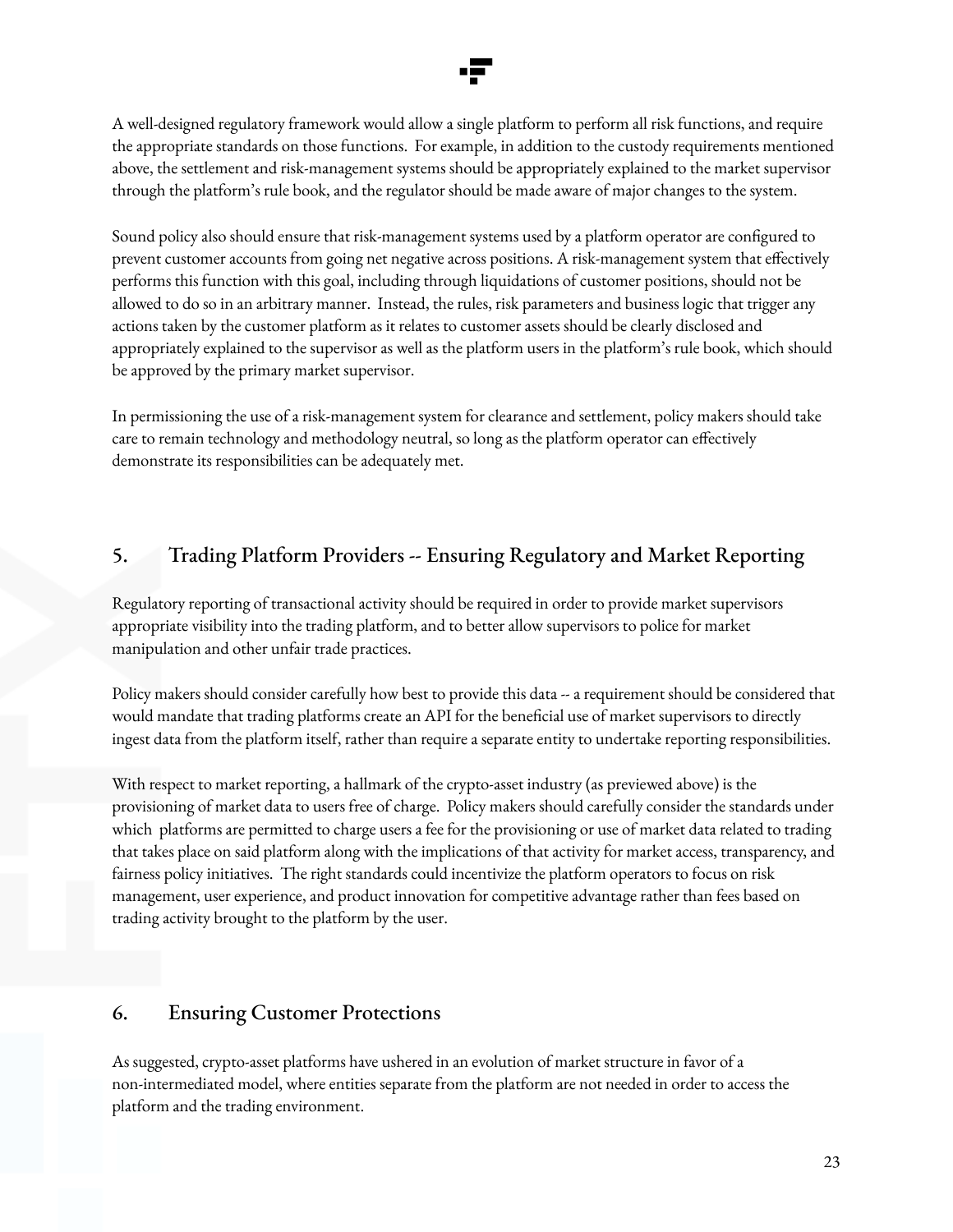A well-designed regulatory framework would allow a single platform to perform all risk functions, and require the appropriate standards on those functions. For example, in addition to the custody requirements mentioned above, the settlement and risk-management systems should be appropriately explained to the market supervisor through the platform's rule book, and the regulator should be made aware of major changes to the system.

Sound policy also should ensure that risk-management systems used by a platform operator are configured to prevent customer accounts from going net negative across positions. A risk-management system that effectively performs this function with this goal, including through liquidations of customer positions, should not be allowed to do so in an arbitrary manner. Instead, the rules, risk parameters and business logic that trigger any actions taken by the customer platform as it relates to customer assets should be clearly disclosed and appropriately explained to the supervisor as well as the platform users in the platform's rule book, which should be approved by the primary market supervisor.

In permissioning the use of a risk-management system for clearance and settlement, policy makers should take care to remain technology and methodology neutral, so long as the platform operator can effectively demonstrate its responsibilities can be adequately met.

## 5. Trading Platform Providers -- Ensuring Regulatory and Market Reporting

Regulatory reporting of transactional activity should be required in order to provide market supervisors appropriate visibility into the trading platform, and to better allow supervisors to police for market manipulation and other unfair trade practices.

Policy makers should consider carefully how best to provide this data -- a requirement should be considered that would mandate that trading platforms create an API for the beneficial use of market supervisors to directly ingest data from the platform itself, rather than require a separate entity to undertake reporting responsibilities.

With respect to market reporting, a hallmark of the crypto-asset industry (as previewed above) is the provisioning of market data to users free of charge. Policy makers should carefully consider the standards under which platforms are permitted to charge users a fee for the provisioning or use of market data related to trading that takes place on said platform along with the implications of that activity for market access, transparency, and fairness policy initiatives. The right standards could incentivize the platform operators to focus on risk management, user experience, and product innovation for competitive advantage rather than fees based on trading activity brought to the platform by the user.

## 6. Ensuring Customer Protections

As suggested, crypto-asset platforms have ushered in an evolution of market structure in favor of a non-intermediated model, where entities separate from the platform are not needed in order to access the platform and the trading environment.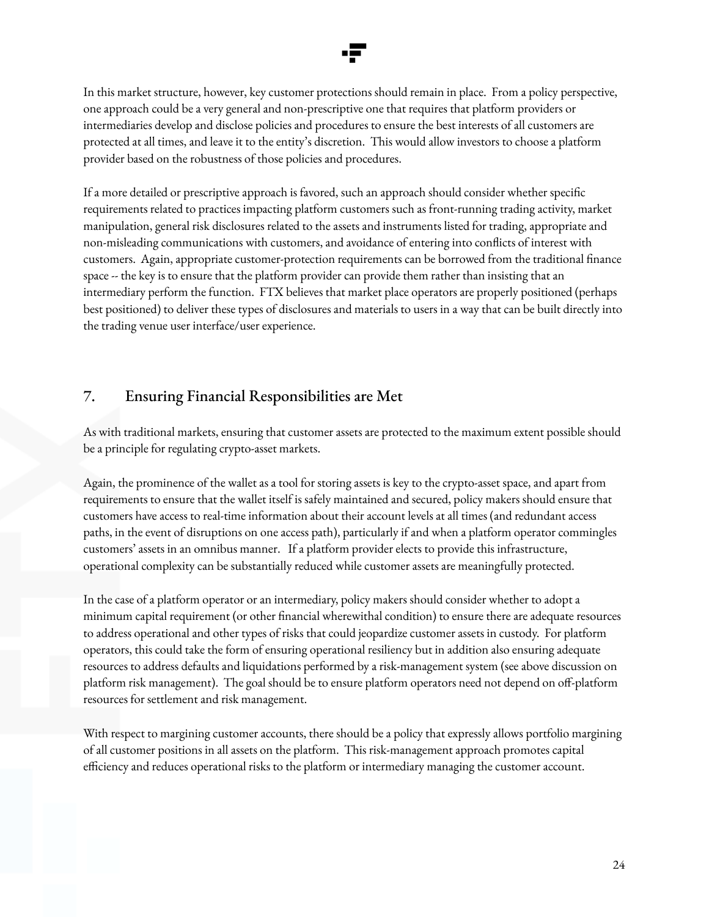In this market structure, however, key customer protections should remain in place. From a policy perspective, one approach could be a very general and non-prescriptive one that requires that platform providers or intermediaries develop and disclose policies and procedures to ensure the best interests of all customers are protected at all times, and leave it to the entity's discretion. This would allow investors to choose a platform provider based on the robustness of those policies and procedures.

If a more detailed or prescriptive approach is favored, such an approach should consider whether specific requirements related to practices impacting platform customers such as front-running trading activity, market manipulation, general risk disclosures related to the assets and instruments listed for trading, appropriate and non-misleading communications with customers, and avoidance of entering into conflicts of interest with customers. Again, appropriate customer-protection requirements can be borrowed from the traditional finance space -- the key is to ensure that the platform provider can provide them rather than insisting that an intermediary perform the function. FTX believes that market place operators are properly positioned (perhaps best positioned) to deliver these types of disclosures and materials to users in a way that can be built directly into the trading venue user interface/user experience.

## 7. Ensuring Financial Responsibilities are Met

As with traditional markets, ensuring that customer assets are protected to the maximum extent possible should be a principle for regulating crypto-asset markets.

Again, the prominence of the wallet as a tool for storing assets is key to the crypto-asset space, and apart from requirements to ensure that the wallet itself is safely maintained and secured, policy makers should ensure that customers have access to real-time information about their account levels at all times (and redundant access paths, in the event of disruptions on one access path), particularly if and when a platform operator commingles customers' assets in an omnibus manner. If a platform provider elects to provide this infrastructure, operational complexity can be substantially reduced while customer assets are meaningfully protected.

In the case of a platform operator or an intermediary, policy makers should consider whether to adopt a minimum capital requirement (or other financial wherewithal condition) to ensure there are adequate resources to address operational and other types of risks that could jeopardize customer assets in custody. For platform operators, this could take the form of ensuring operational resiliency but in addition also ensuring adequate resources to address defaults and liquidations performed by a risk-management system (see above discussion on platform risk management). The goal should be to ensure platform operators need not depend on off-platform resources for settlement and risk management.

With respect to margining customer accounts, there should be a policy that expressly allows portfolio margining of all customer positions in all assets on the platform. This risk-management approach promotes capital efficiency and reduces operational risks to the platform or intermediary managing the customer account.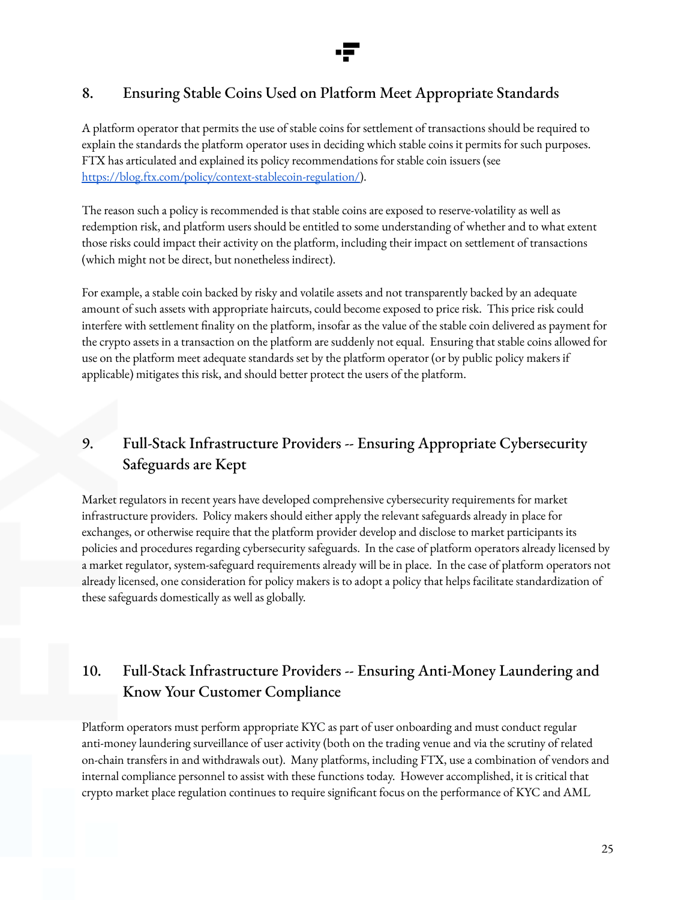## 8. Ensuring Stable Coins Used on Platform Meet Appropriate Standards

A platform operator that permits the use of stable coins for settlement of transactions should be required to explain the standards the platform operator uses in deciding which stable coins it permits for such purposes. FTX has articulated and explained its policy recommendations for stable coin issuers (see [https://blog.ftx.com/policy/context-stablecoin-regulation/](https://blog.ftx.com/policy/context-stablecoin-regulation/)).

The reason such a policy is recommended is that stable coins are exposed to reserve-volatility as well as redemption risk, and platform users should be entitled to some understanding of whether and to what extent those risks could impact their activity on the platform, including their impact on settlement of transactions (which might not be direct, but nonetheless indirect).

For example, a stable coin backed by risky and volatile assets and not transparently backed by an adequate amount of such assets with appropriate haircuts, could become exposed to price risk. This price risk could interfere with settlement finality on the platform, insofar as the value of the stable coin delivered as payment for the crypto assets in a transaction on the platform are suddenly not equal. Ensuring that stable coins allowed for use on the platform meet adequate standards set by the platform operator (or by public policy makers if applicable) mitigates this risk, and should better protect the users of the platform.

## 9. Full-Stack Infrastructure Providers -- Ensuring Appropriate Cybersecurity Safeguards are Kept

Market regulators in recent years have developed comprehensive cybersecurity requirements for market infrastructure providers. Policy makers should either apply the relevant safeguards already in place for exchanges, or otherwise require that the platform provider develop and disclose to market participants its policies and procedures regarding cybersecurity safeguards. In the case of platform operators already licensed by a market regulator, system-safeguard requirements already will be in place. In the case of platform operators not already licensed, one consideration for policy makers is to adopt a policy that helps facilitate standardization of these safeguards domestically as well as globally.

## 10. Full-Stack Infrastructure Providers -- Ensuring Anti-Money Laundering and Know Your Customer Compliance

Platform operators must perform appropriate KYC as part of user onboarding and must conduct regular anti-money laundering surveillance of user activity (both on the trading venue and via the scrutiny of related on-chain transfers in and withdrawals out). Many platforms, including FTX, use a combination of vendors and internal compliance personnel to assist with these functions today. However accomplished, it is critical that crypto market place regulation continues to require significant focus on the performance of KYC and AML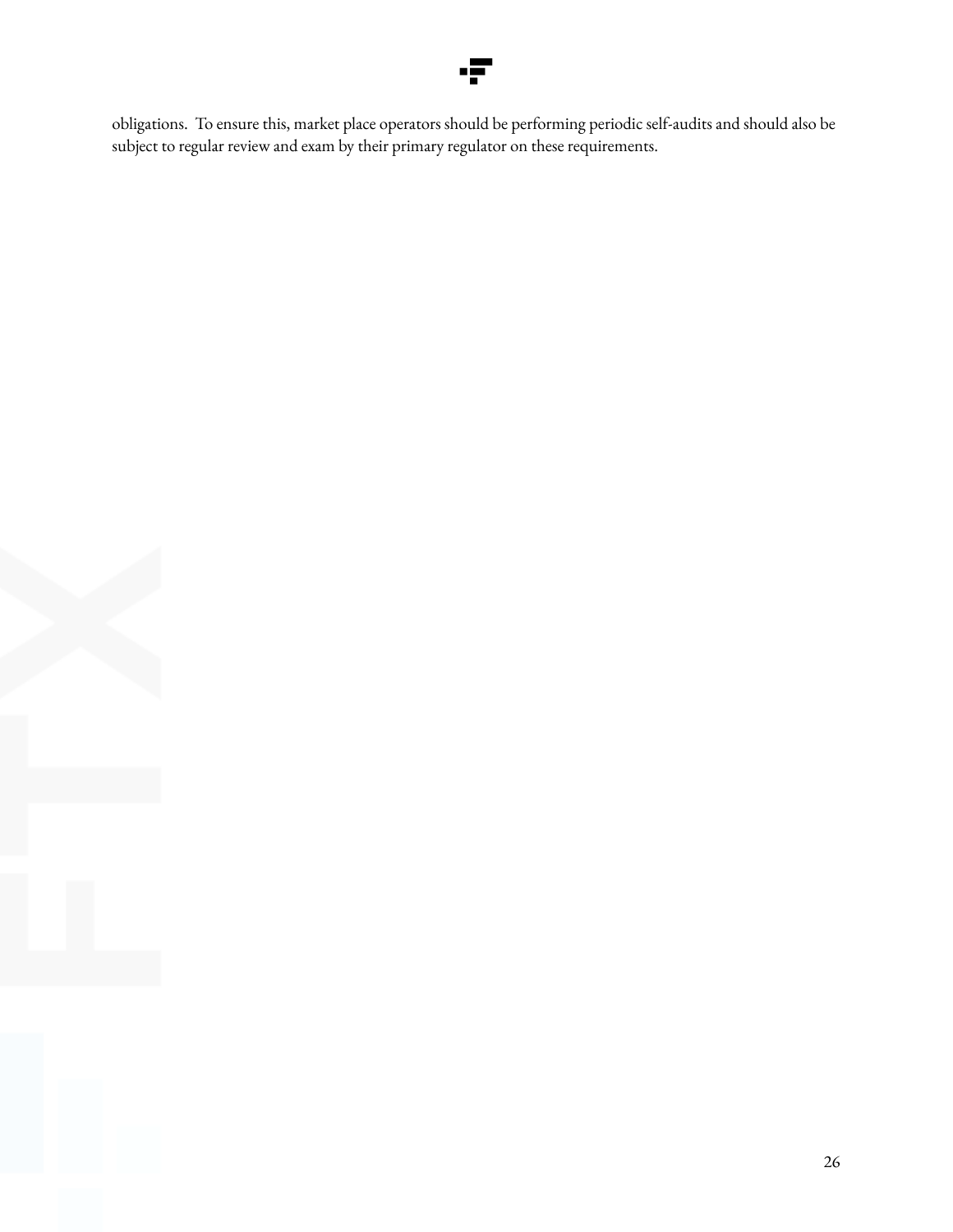obligations. To ensure this, market place operators should be performing periodic self-audits and should also be subject to regular review and exam by their primary regulator on these requirements.